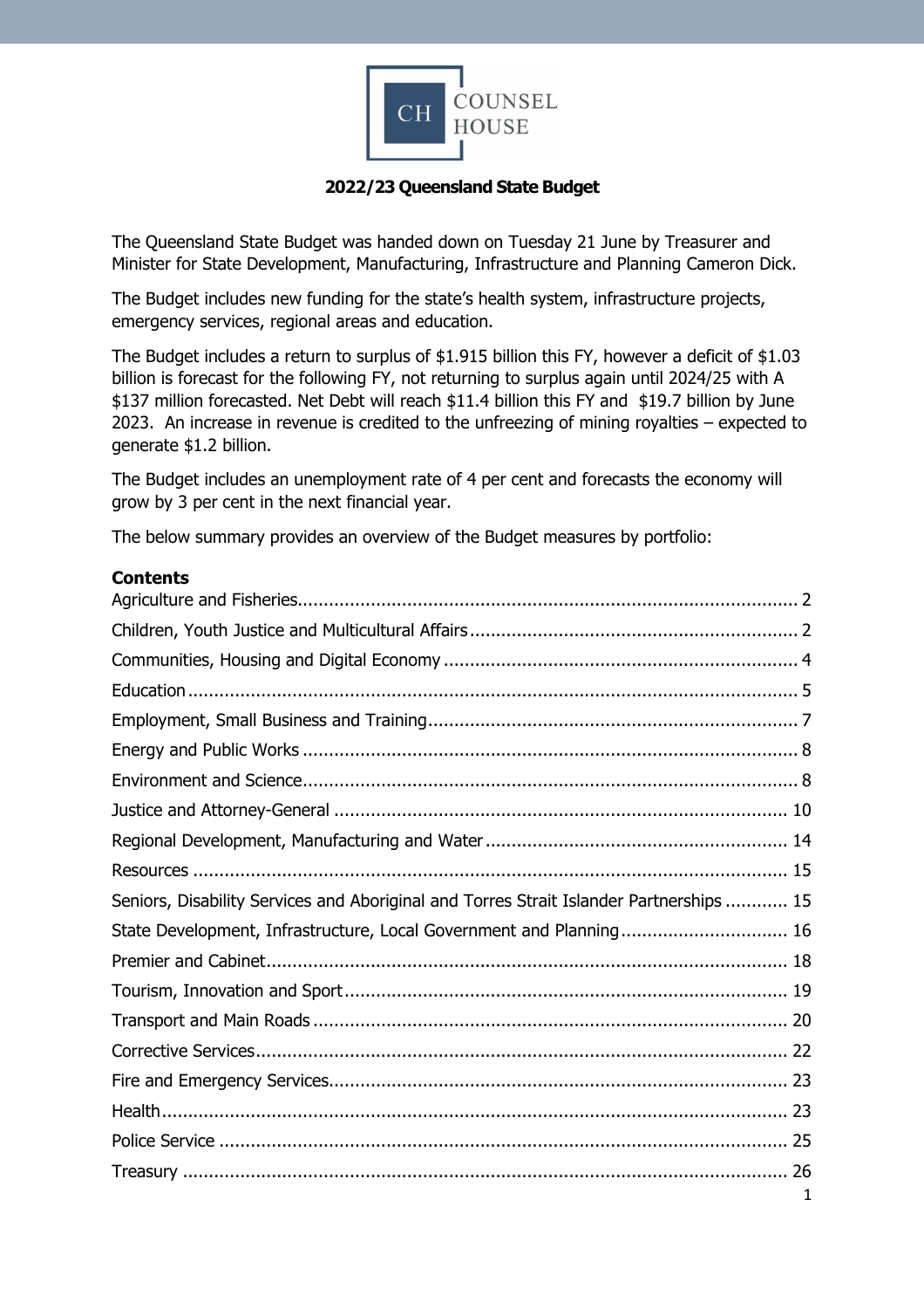COUNSEL HOUSE

# 2022/23 Queensland State Budget

The Queensland State Budget was handed down on Tuesday 21 June by Treasurer and Minister for State Development, Manufacturing, Infrastructure and Planning Cameron Dick.

The Budget includes new funding for the state's health system, infrastructure projects, emergency services, regional areas and education.

The Budget includes a return to surplus of $1.915 billion this FY, however a deficit of $1.03 billion is forecast for the following FY, not returning to surplus again until 2024/25 with A $137 million forecasted. Net Debt will reach $11.4 billion this FY and $19.7 billion by June 2023. An increase in revenue is credited to the unfreezing of mining royalties – expected to generate $1.2 billion.

The Budget includes an unemployment rate of 4 per cent and forecasts the economy will grow by 3 per cent in the next financial year.

The below summary provides an overview of the Budget measures by portfolio:

## Contents

- Agriculture and Fisheries ... 2
- Children, Youth Justice and Multicultural Affairs ... 2
- Communities, Housing and Digital Economy ... 4
- Education ... 5
- Employment, Small Business and Training ... 7
- Energy and Public Works ... 8
- Environment and Science ... 8
- Justice and Attorney-General ... 10
- Regional Development, Manufacturing and Water ... 14
- Resources ... 15
- Seniors, Disability Services and Aboriginal and Torres Strait Islander Partnerships ... 15
- State Development, Infrastructure, Local Government and Planning ... 16
- Premier and Cabinet ... 18
- Tourism, Innovation and Sport ... 19
- Transport and Main Roads ... 20
- Corrective Services ... 22
- Fire and Emergency Services ... 23
- Health ... 23
- Police Service ... 25
- Treasury ... 26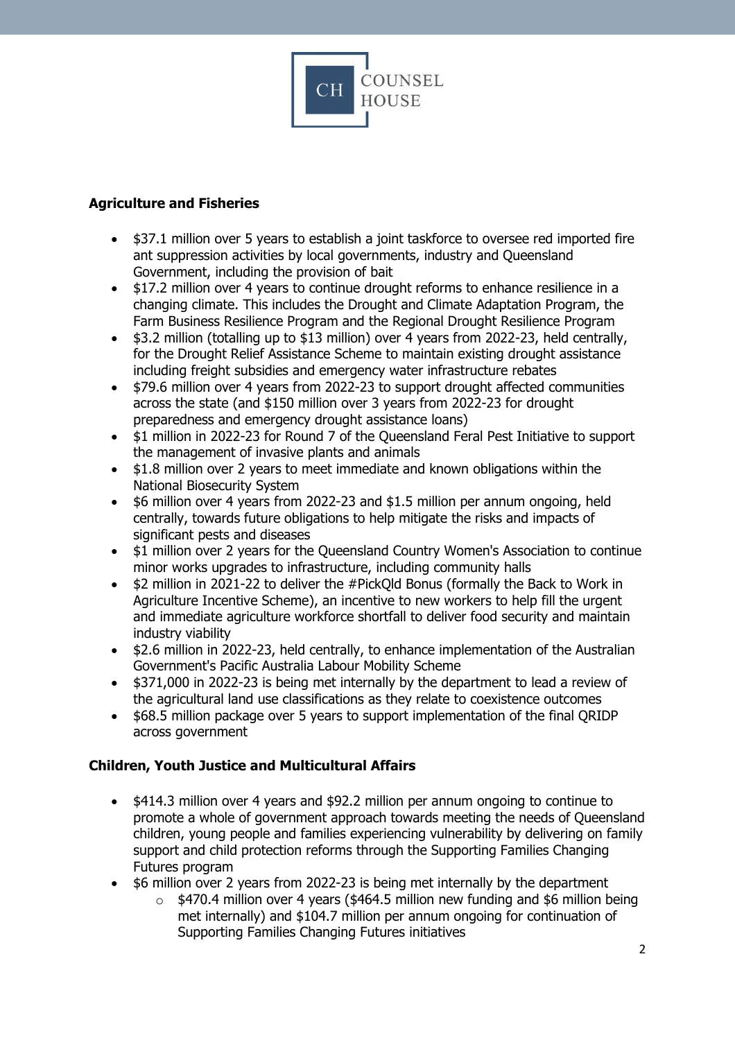## Agriculture and Fisheries

- $37.1 million over 5 years to establish a joint taskforce to oversee red imported fire ant suppression activities by local governments, industry and Queensland Government, including the provision of bait
- $17.2 million over 4 years to continue drought reforms to enhance resilience in a changing climate. This includes the Drought and Climate Adaptation Program, the Farm Business Resilience Program and the Regional Drought Resilience Program
- $3.2 million (totalling up to $13 million) over 4 years from 2022-23, held centrally, for the Drought Relief Assistance Scheme to maintain existing drought assistance including freight subsidies and emergency water infrastructure rebates
- $79.6 million over 4 years from 2022-23 to support drought affected communities across the state (and $150 million over 3 years from 2022-23 for drought preparedness and emergency drought assistance loans)
- $1 million in 2022-23 for Round 7 of the Queensland Feral Pest Initiative to support the management of invasive plants and animals
- $1.8 million over 2 years to meet immediate and known obligations within the National Biosecurity System
- $6 million over 4 years from 2022-23 and $1.5 million per annum ongoing, held centrally, towards future obligations to help mitigate the risks and impacts of significant pests and diseases
- $1 million over 2 years for the Queensland Country Women's Association to continue minor works upgrades to infrastructure, including community halls
- $2 million in 2021-22 to deliver the #PickQld Bonus (formally the Back to Work in Agriculture Incentive Scheme), an incentive to new workers to help fill the urgent and immediate agriculture workforce shortfall to deliver food security and maintain industry viability
- $2.6 million in 2022-23, held centrally, to enhance implementation of the Australian Government's Pacific Australia Labour Mobility Scheme
- $371,000 in 2022-23 is being met internally by the department to lead a review of the agricultural land use classifications as they relate to coexistence outcomes
- $68.5 million package over 5 years to support implementation of the final QRIDP across government

## Children, Youth Justice and Multicultural Affairs

- $414.3 million over 4 years and $92.2 million per annum ongoing to continue to promote a whole of government approach towards meeting the needs of Queensland children, young people and families experiencing vulnerability by delivering on family support and child protection reforms through the Supporting Families Changing Futures program
- $6 million over 2 years from 2022-23 is being met internally by the department
  - $470.4 million over 4 years ($464.5 million new funding and $6 million being met internally) and $104.7 million per annum ongoing for continuation of Supporting Families Changing Futures initiatives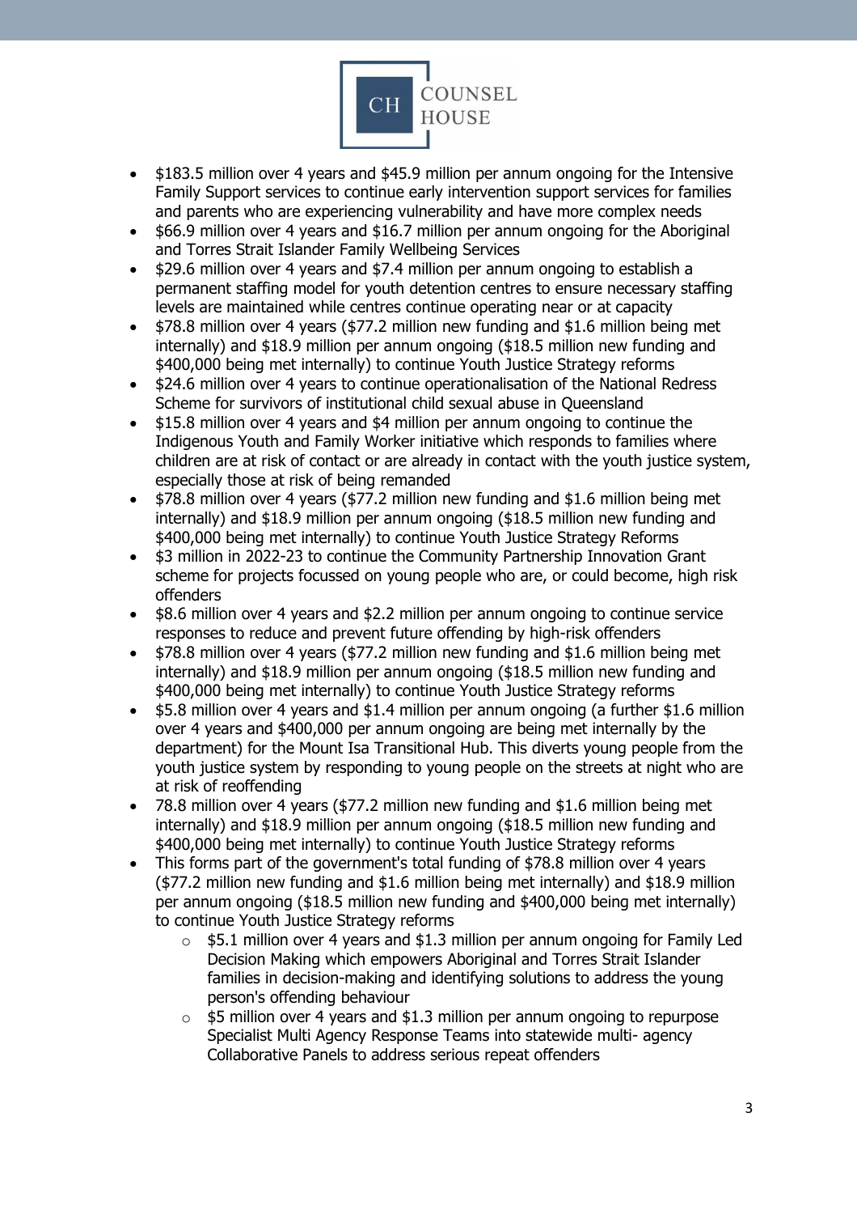- $183.5 million over 4 years and $45.9 million per annum ongoing for the Intensive Family Support services to continue early intervention support services for families and parents who are experiencing vulnerability and have more complex needs
- $66.9 million over 4 years and $16.7 million per annum ongoing for the Aboriginal and Torres Strait Islander Family Wellbeing Services
- $29.6 million over 4 years and $7.4 million per annum ongoing to establish a permanent staffing model for youth detention centres to ensure necessary staffing levels are maintained while centres continue operating near or at capacity
- $78.8 million over 4 years ($77.2 million new funding and $1.6 million being met internally) and $18.9 million per annum ongoing ($18.5 million new funding and $400,000 being met internally) to continue Youth Justice Strategy reforms
- $24.6 million over 4 years to continue operationalisation of the National Redress Scheme for survivors of institutional child sexual abuse in Queensland
- $15.8 million over 4 years and $4 million per annum ongoing to continue the Indigenous Youth and Family Worker initiative which responds to families where children are at risk of contact or are already in contact with the youth justice system, especially those at risk of being remanded
- $78.8 million over 4 years ($77.2 million new funding and $1.6 million being met internally) and $18.9 million per annum ongoing ($18.5 million new funding and $400,000 being met internally) to continue Youth Justice Strategy Reforms
- $3 million in 2022-23 to continue the Community Partnership Innovation Grant scheme for projects focussed on young people who are, or could become, high risk offenders
- $8.6 million over 4 years and $2.2 million per annum ongoing to continue service responses to reduce and prevent future offending by high-risk offenders
- $78.8 million over 4 years ($77.2 million new funding and $1.6 million being met internally) and $18.9 million per annum ongoing ($18.5 million new funding and $400,000 being met internally) to continue Youth Justice Strategy reforms
- $5.8 million over 4 years and $1.4 million per annum ongoing (a further $1.6 million over 4 years and $400,000 per annum ongoing are being met internally by the department) for the Mount Isa Transitional Hub. This diverts young people from the youth justice system by responding to young people on the streets at night who are at risk of reoffending
- 78.8 million over 4 years ($77.2 million new funding and $1.6 million being met internally) and $18.9 million per annum ongoing ($18.5 million new funding and $400,000 being met internally) to continue Youth Justice Strategy reforms
- This forms part of the government's total funding of $78.8 million over 4 years ($77.2 million new funding and $1.6 million being met internally) and $18.9 million per annum ongoing ($18.5 million new funding and $400,000 being met internally) to continue Youth Justice Strategy reforms
    - $5.1 million over 4 years and $1.3 million per annum ongoing for Family Led Decision Making which empowers Aboriginal and Torres Strait Islander families in decision-making and identifying solutions to address the young person's offending behaviour
    - $5 million over 4 years and $1.3 million per annum ongoing to repurpose Specialist Multi Agency Response Teams into statewide multi- agency Collaborative Panels to address serious repeat offenders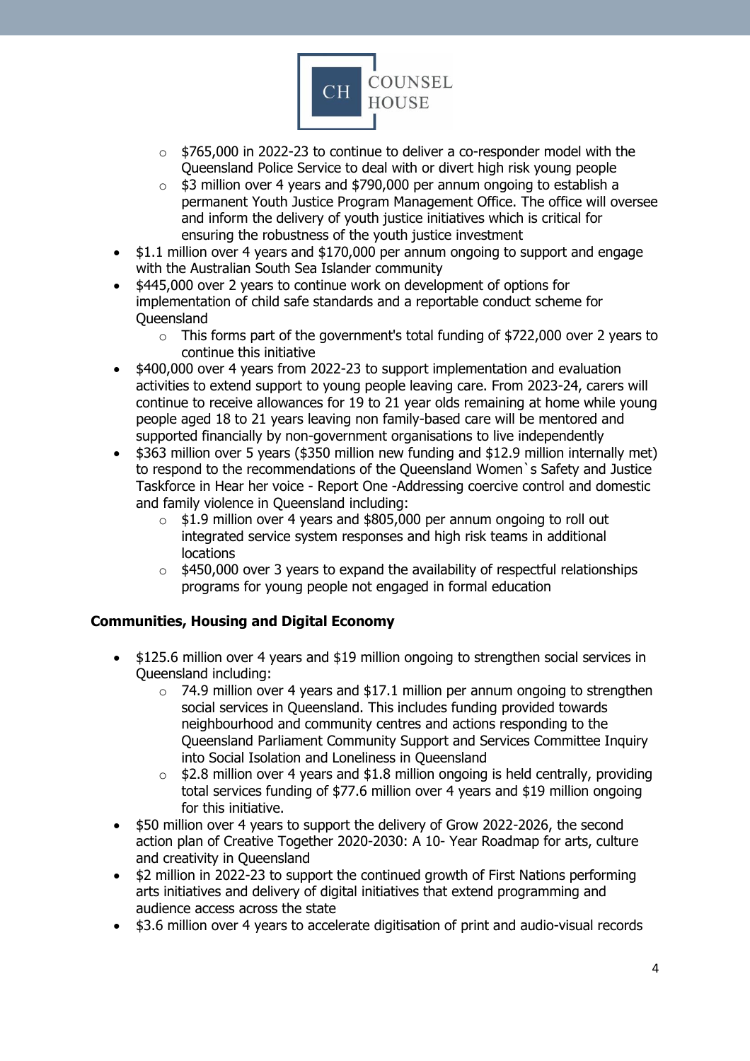- $765,000 in 2022-23 to continue to deliver a co-responder model with the Queensland Police Service to deal with or divert high risk young people
  - $3 million over 4 years and $790,000 per annum ongoing to establish a permanent Youth Justice Program Management Office. The office will oversee and inform the delivery of youth justice initiatives which is critical for ensuring the robustness of the youth justice investment
- $1.1 million over 4 years and $170,000 per annum ongoing to support and engage with the Australian South Sea Islander community
- $445,000 over 2 years to continue work on development of options for implementation of child safe standards and a reportable conduct scheme for Queensland
  - This forms part of the government's total funding of $722,000 over 2 years to continue this initiative
- $400,000 over 4 years from 2022-23 to support implementation and evaluation activities to extend support to young people leaving care. From 2023-24, carers will continue to receive allowances for 19 to 21 year olds remaining at home while young people aged 18 to 21 years leaving non family-based care will be mentored and supported financially by non-government organisations to live independently
- $363 million over 5 years ($350 million new funding and $12.9 million internally met) to respond to the recommendations of the Queensland Women`s Safety and Justice Taskforce in Hear her voice - Report One -Addressing coercive control and domestic and family violence in Queensland including:
  - $1.9 million over 4 years and $805,000 per annum ongoing to roll out integrated service system responses and high risk teams in additional locations
  - $450,000 over 3 years to expand the availability of respectful relationships programs for young people not engaged in formal education

**Communities, Housing and Digital Economy**

- $125.6 million over 4 years and $19 million ongoing to strengthen social services in Queensland including:
  - 74.9 million over 4 years and $17.1 million per annum ongoing to strengthen social services in Queensland. This includes funding provided towards neighbourhood and community centres and actions responding to the Queensland Parliament Community Support and Services Committee Inquiry into Social Isolation and Loneliness in Queensland
  - $2.8 million over 4 years and $1.8 million ongoing is held centrally, providing total services funding of $77.6 million over 4 years and $19 million ongoing for this initiative.
- $50 million over 4 years to support the delivery of Grow 2022-2026, the second action plan of Creative Together 2020-2030: A 10- Year Roadmap for arts, culture and creativity in Queensland
- $2 million in 2022-23 to support the continued growth of First Nations performing arts initiatives and delivery of digital initiatives that extend programming and audience access across the state
- $3.6 million over 4 years to accelerate digitisation of print and audio-visual records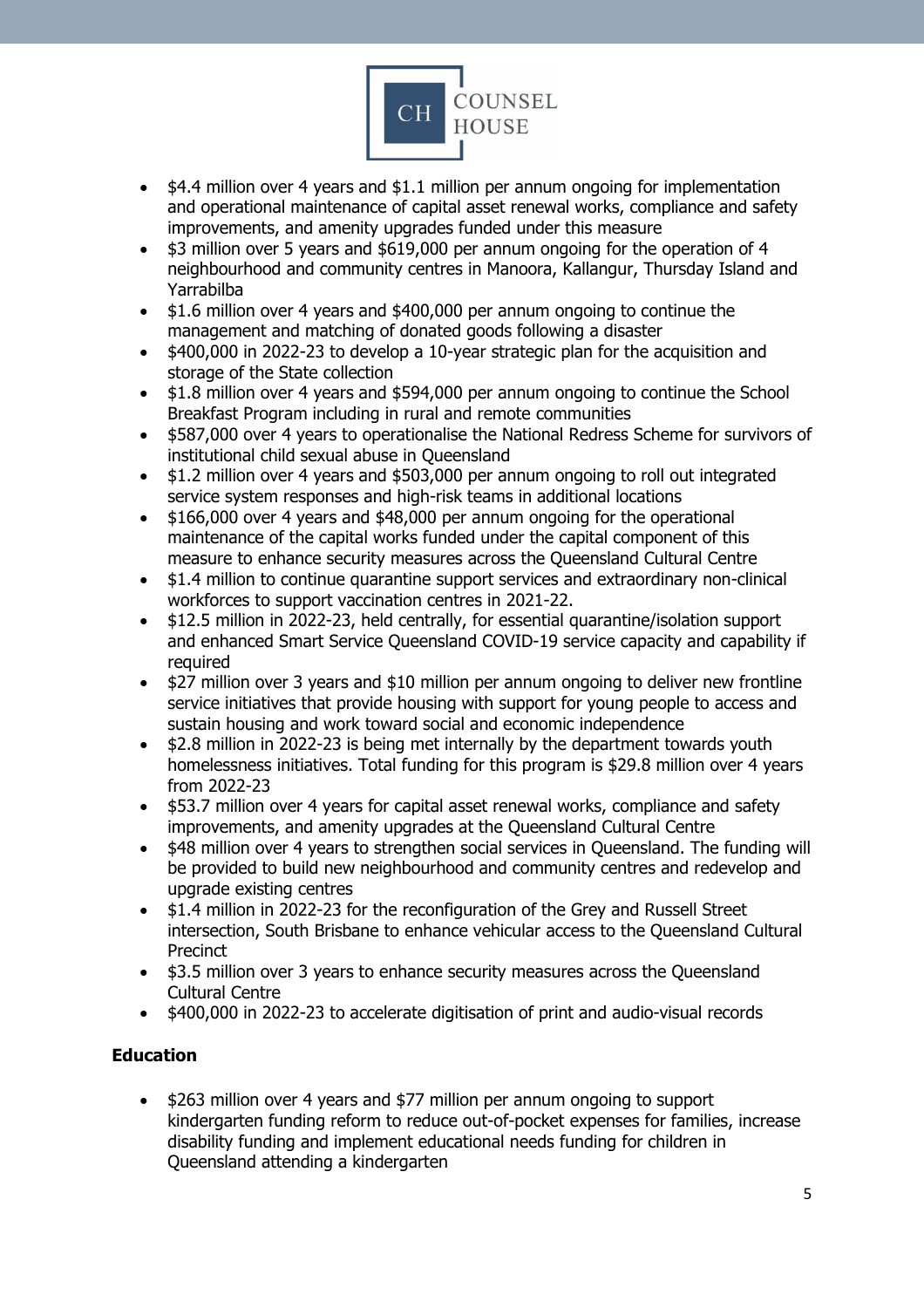- $4.4 million over 4 years and $1.1 million per annum ongoing for implementation and operational maintenance of capital asset renewal works, compliance and safety improvements, and amenity upgrades funded under this measure
- $3 million over 5 years and $619,000 per annum ongoing for the operation of 4 neighbourhood and community centres in Manoora, Kallangur, Thursday Island and Yarrabilba
- $1.6 million over 4 years and $400,000 per annum ongoing to continue the management and matching of donated goods following a disaster
- $400,000 in 2022-23 to develop a 10-year strategic plan for the acquisition and storage of the State collection
- $1.8 million over 4 years and $594,000 per annum ongoing to continue the School Breakfast Program including in rural and remote communities
- $587,000 over 4 years to operationalise the National Redress Scheme for survivors of institutional child sexual abuse in Queensland
- $1.2 million over 4 years and $503,000 per annum ongoing to roll out integrated service system responses and high-risk teams in additional locations
- $166,000 over 4 years and $48,000 per annum ongoing for the operational maintenance of the capital works funded under the capital component of this measure to enhance security measures across the Queensland Cultural Centre
- $1.4 million to continue quarantine support services and extraordinary non-clinical workforces to support vaccination centres in 2021-22.
- $12.5 million in 2022-23, held centrally, for essential quarantine/isolation support and enhanced Smart Service Queensland COVID-19 service capacity and capability if required
- $27 million over 3 years and $10 million per annum ongoing to deliver new frontline service initiatives that provide housing with support for young people to access and sustain housing and work toward social and economic independence
- $2.8 million in 2022-23 is being met internally by the department towards youth homelessness initiatives. Total funding for this program is $29.8 million over 4 years from 2022-23
- $53.7 million over 4 years for capital asset renewal works, compliance and safety improvements, and amenity upgrades at the Queensland Cultural Centre
- $48 million over 4 years to strengthen social services in Queensland. The funding will be provided to build new neighbourhood and community centres and redevelop and upgrade existing centres
- $1.4 million in 2022-23 for the reconfiguration of the Grey and Russell Street intersection, South Brisbane to enhance vehicular access to the Queensland Cultural Precinct
- $3.5 million over 3 years to enhance security measures across the Queensland Cultural Centre
- $400,000 in 2022-23 to accelerate digitisation of print and audio-visual records

**Education**

- $263 million over 4 years and $77 million per annum ongoing to support kindergarten funding reform to reduce out-of-pocket expenses for families, increase disability funding and implement educational needs funding for children in Queensland attending a kindergarten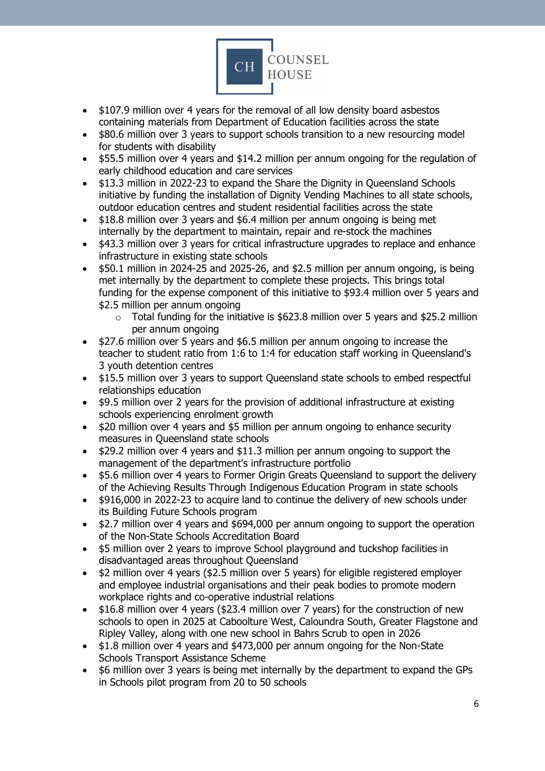- $107.9 million over 4 years for the removal of all low density board asbestos containing materials from Department of Education facilities across the state
- $80.6 million over 3 years to support schools transition to a new resourcing model for students with disability
- $55.5 million over 4 years and $14.2 million per annum ongoing for the regulation of early childhood education and care services
- $13.3 million in 2022-23 to expand the Share the Dignity in Queensland Schools initiative by funding the installation of Dignity Vending Machines to all state schools, outdoor education centres and student residential facilities across the state
- $18.8 million over 3 years and $6.4 million per annum ongoing is being met internally by the department to maintain, repair and re-stock the machines
- $43.3 million over 3 years for critical infrastructure upgrades to replace and enhance infrastructure in existing state schools
- $50.1 million in 2024-25 and 2025-26, and $2.5 million per annum ongoing, is being met internally by the department to complete these projects. This brings total funding for the expense component of this initiative to $93.4 million over 5 years and $2.5 million per annum ongoing
  - Total funding for the initiative is $623.8 million over 5 years and $25.2 million per annum ongoing
- $27.6 million over 5 years and $6.5 million per annum ongoing to increase the teacher to student ratio from 1:6 to 1:4 for education staff working in Queensland's 3 youth detention centres
- $15.5 million over 3 years to support Queensland state schools to embed respectful relationships education
- $9.5 million over 2 years for the provision of additional infrastructure at existing schools experiencing enrolment growth
- $20 million over 4 years and $5 million per annum ongoing to enhance security measures in Queensland state schools
- $29.2 million over 4 years and $11.3 million per annum ongoing to support the management of the department's infrastructure portfolio
- $5.6 million over 4 years to Former Origin Greats Queensland to support the delivery of the Achieving Results Through Indigenous Education Program in state schools
- $916,000 in 2022-23 to acquire land to continue the delivery of new schools under its Building Future Schools program
- $2.7 million over 4 years and $694,000 per annum ongoing to support the operation of the Non-State Schools Accreditation Board
- $5 million over 2 years to improve School playground and tuckshop facilities in disadvantaged areas throughout Queensland
- $2 million over 4 years ($2.5 million over 5 years) for eligible registered employer and employee industrial organisations and their peak bodies to promote modern workplace rights and co-operative industrial relations
- $16.8 million over 4 years ($23.4 million over 7 years) for the construction of new schools to open in 2025 at Caboolture West, Caloundra South, Greater Flagstone and Ripley Valley, along with one new school in Bahrs Scrub to open in 2026
- $1.8 million over 4 years and $473,000 per annum ongoing for the Non-State Schools Transport Assistance Scheme
- $6 million over 3 years is being met internally by the department to expand the GPs in Schools pilot program from 20 to 50 schools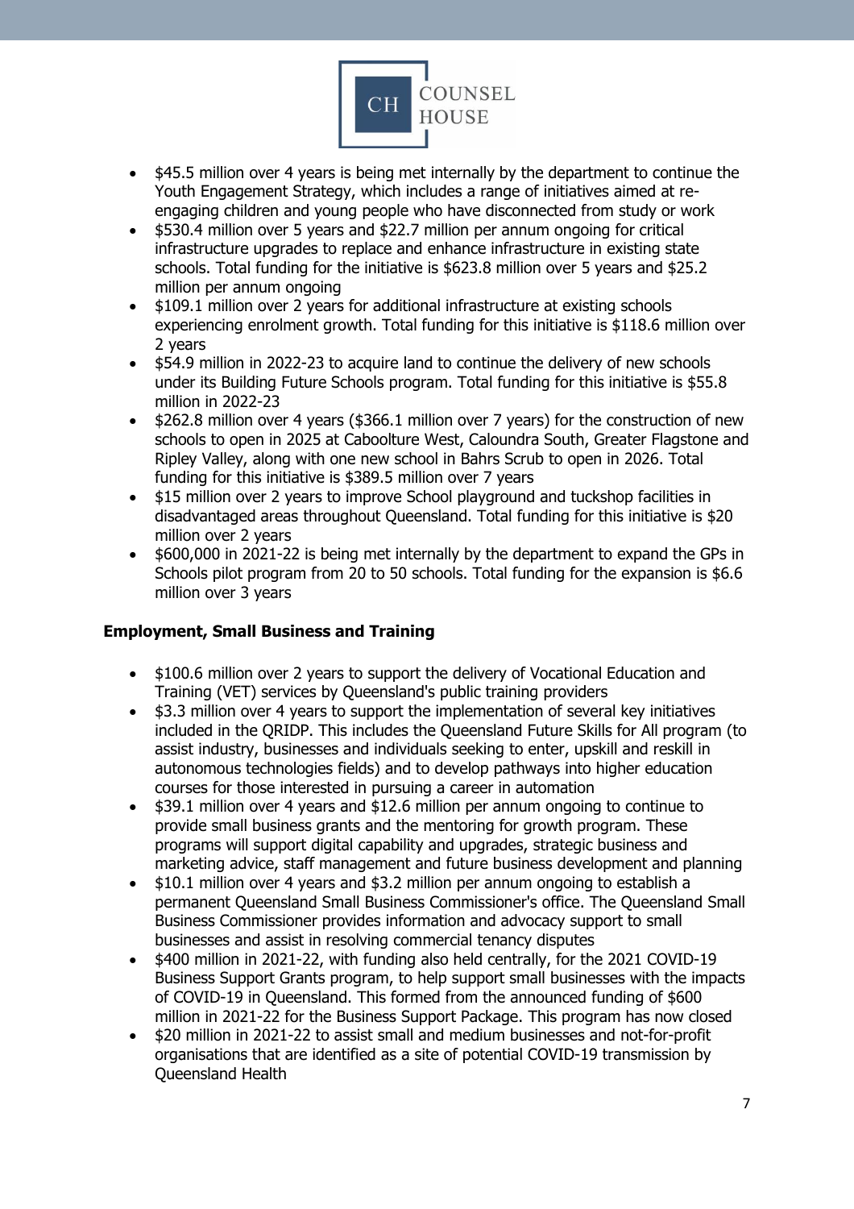- $45.5 million over 4 years is being met internally by the department to continue the Youth Engagement Strategy, which includes a range of initiatives aimed at re-engaging children and young people who have disconnected from study or work
- $530.4 million over 5 years and $22.7 million per annum ongoing for critical infrastructure upgrades to replace and enhance infrastructure in existing state schools. Total funding for the initiative is $623.8 million over 5 years and $25.2 million per annum ongoing
- $109.1 million over 2 years for additional infrastructure at existing schools experiencing enrolment growth. Total funding for this initiative is $118.6 million over 2 years
- $54.9 million in 2022-23 to acquire land to continue the delivery of new schools under its Building Future Schools program. Total funding for this initiative is $55.8 million in 2022-23
- $262.8 million over 4 years ($366.1 million over 7 years) for the construction of new schools to open in 2025 at Caboolture West, Caloundra South, Greater Flagstone and Ripley Valley, along with one new school in Bahrs Scrub to open in 2026. Total funding for this initiative is $389.5 million over 7 years
- $15 million over 2 years to improve School playground and tuckshop facilities in disadvantaged areas throughout Queensland. Total funding for this initiative is $20 million over 2 years
- $600,000 in 2021-22 is being met internally by the department to expand the GPs in Schools pilot program from 20 to 50 schools. Total funding for the expansion is $6.6 million over 3 years

**Employment, Small Business and Training**

- $100.6 million over 2 years to support the delivery of Vocational Education and Training (VET) services by Queensland's public training providers
- $3.3 million over 4 years to support the implementation of several key initiatives included in the QRIDP. This includes the Queensland Future Skills for All program (to assist industry, businesses and individuals seeking to enter, upskill and reskill in autonomous technologies fields) and to develop pathways into higher education courses for those interested in pursuing a career in automation
- $39.1 million over 4 years and $12.6 million per annum ongoing to continue to provide small business grants and the mentoring for growth program. These programs will support digital capability and upgrades, strategic business and marketing advice, staff management and future business development and planning
- $10.1 million over 4 years and $3.2 million per annum ongoing to establish a permanent Queensland Small Business Commissioner's office. The Queensland Small Business Commissioner provides information and advocacy support to small businesses and assist in resolving commercial tenancy disputes
- $400 million in 2021-22, with funding also held centrally, for the 2021 COVID-19 Business Support Grants program, to help support small businesses with the impacts of COVID-19 in Queensland. This formed from the announced funding of $600 million in 2021-22 for the Business Support Package. This program has now closed
- $20 million in 2021-22 to assist small and medium businesses and not-for-profit organisations that are identified as a site of potential COVID-19 transmission by Queensland Health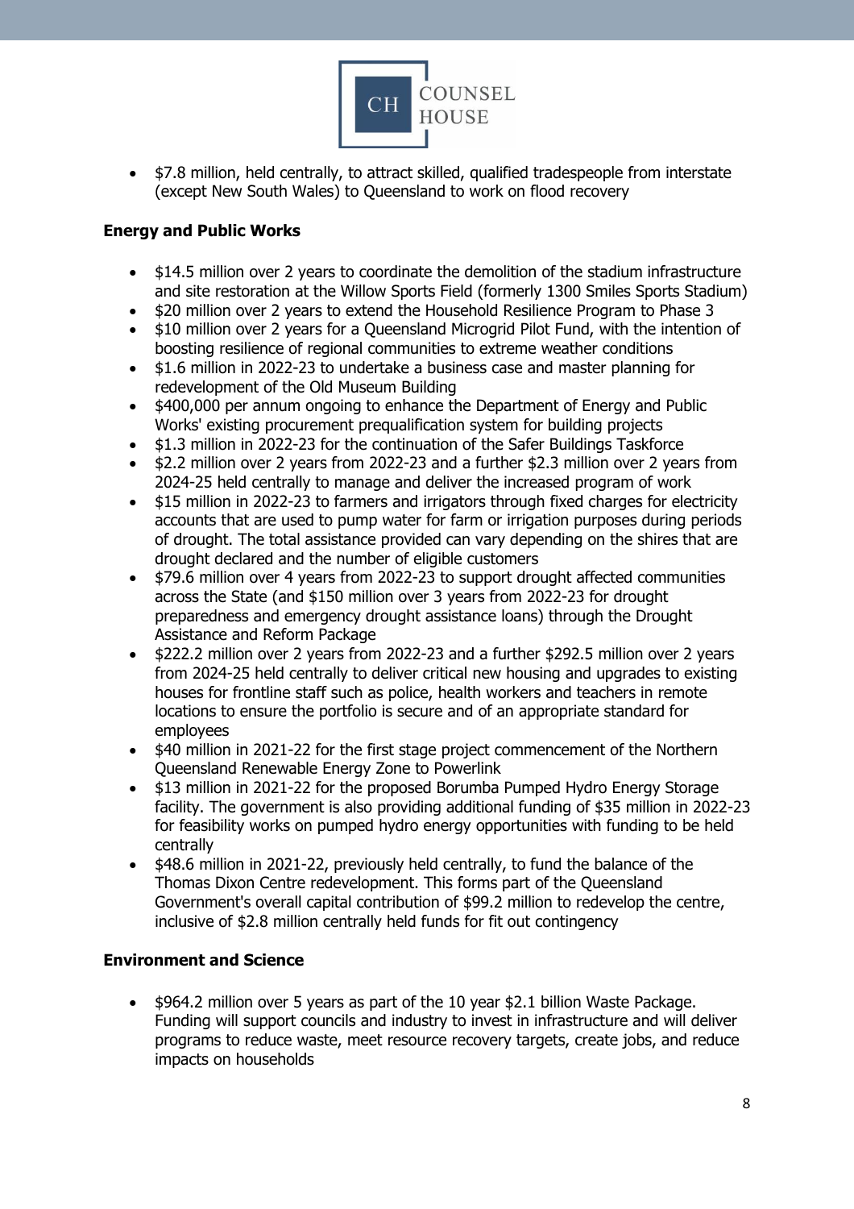- $7.8 million, held centrally, to attract skilled, qualified tradespeople from interstate (except New South Wales) to Queensland to work on flood recovery

**Energy and Public Works**

- $14.5 million over 2 years to coordinate the demolition of the stadium infrastructure and site restoration at the Willow Sports Field (formerly 1300 Smiles Sports Stadium)
- $20 million over 2 years to extend the Household Resilience Program to Phase 3
- $10 million over 2 years for a Queensland Microgrid Pilot Fund, with the intention of boosting resilience of regional communities to extreme weather conditions
- $1.6 million in 2022-23 to undertake a business case and master planning for redevelopment of the Old Museum Building
- $400,000 per annum ongoing to enhance the Department of Energy and Public Works' existing procurement prequalification system for building projects
- $1.3 million in 2022-23 for the continuation of the Safer Buildings Taskforce
- $2.2 million over 2 years from 2022-23 and a further $2.3 million over 2 years from 2024-25 held centrally to manage and deliver the increased program of work
- $15 million in 2022-23 to farmers and irrigators through fixed charges for electricity accounts that are used to pump water for farm or irrigation purposes during periods of drought. The total assistance provided can vary depending on the shires that are drought declared and the number of eligible customers
- $79.6 million over 4 years from 2022-23 to support drought affected communities across the State (and $150 million over 3 years from 2022-23 for drought preparedness and emergency drought assistance loans) through the Drought Assistance and Reform Package
- $222.2 million over 2 years from 2022-23 and a further $292.5 million over 2 years from 2024-25 held centrally to deliver critical new housing and upgrades to existing houses for frontline staff such as police, health workers and teachers in remote locations to ensure the portfolio is secure and of an appropriate standard for employees
- $40 million in 2021-22 for the first stage project commencement of the Northern Queensland Renewable Energy Zone to Powerlink
- $13 million in 2021-22 for the proposed Borumba Pumped Hydro Energy Storage facility. The government is also providing additional funding of $35 million in 2022-23 for feasibility works on pumped hydro energy opportunities with funding to be held centrally
- $48.6 million in 2021-22, previously held centrally, to fund the balance of the Thomas Dixon Centre redevelopment. This forms part of the Queensland Government's overall capital contribution of $99.2 million to redevelop the centre, inclusive of $2.8 million centrally held funds for fit out contingency

**Environment and Science**

- $964.2 million over 5 years as part of the 10 year $2.1 billion Waste Package. Funding will support councils and industry to invest in infrastructure and will deliver programs to reduce waste, meet resource recovery targets, create jobs, and reduce impacts on households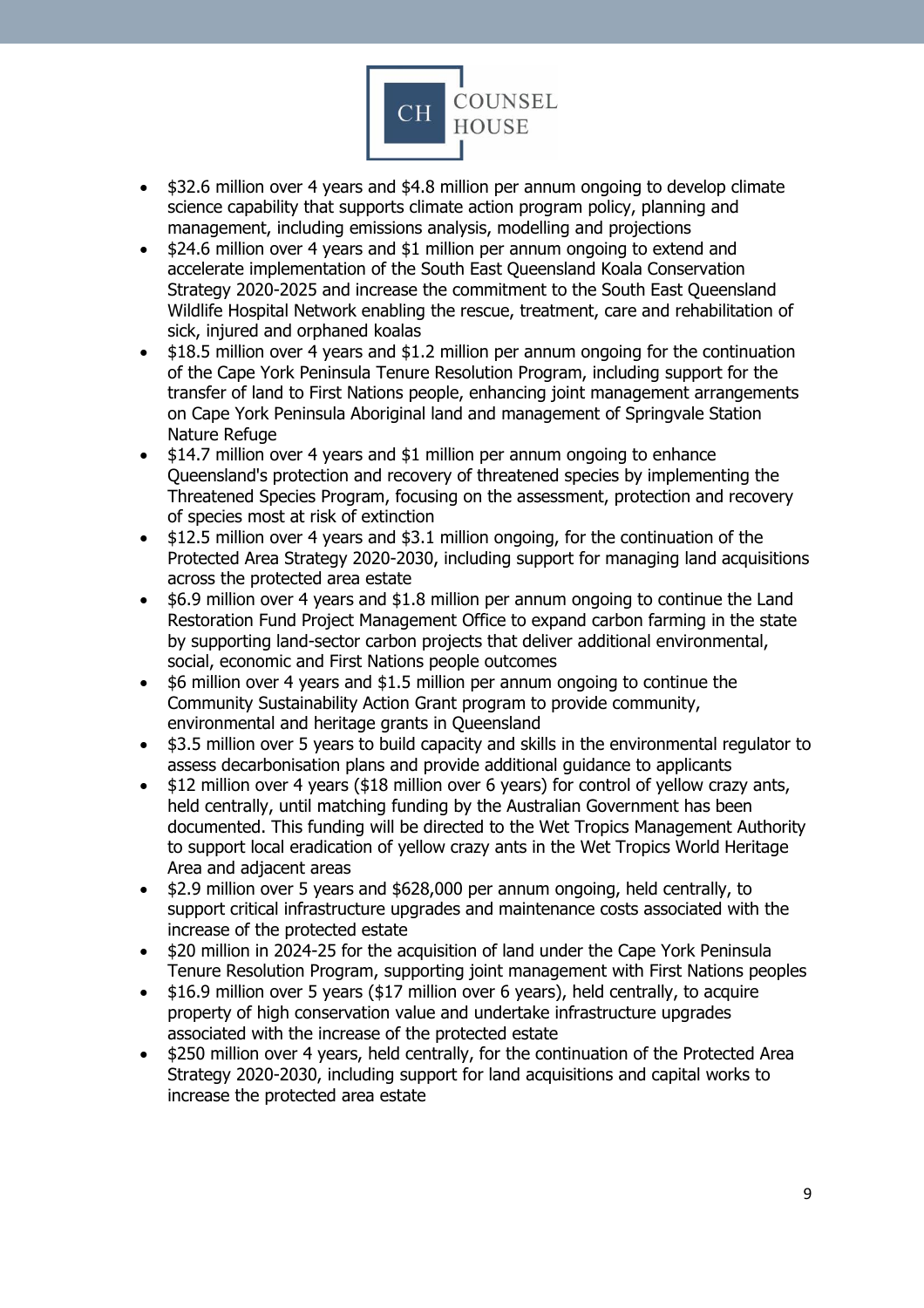- $32.6 million over 4 years and $4.8 million per annum ongoing to develop climate science capability that supports climate action program policy, planning and management, including emissions analysis, modelling and projections
- $24.6 million over 4 years and $1 million per annum ongoing to extend and accelerate implementation of the South East Queensland Koala Conservation Strategy 2020-2025 and increase the commitment to the South East Queensland Wildlife Hospital Network enabling the rescue, treatment, care and rehabilitation of sick, injured and orphaned koalas
- $18.5 million over 4 years and $1.2 million per annum ongoing for the continuation of the Cape York Peninsula Tenure Resolution Program, including support for the transfer of land to First Nations people, enhancing joint management arrangements on Cape York Peninsula Aboriginal land and management of Springvale Station Nature Refuge
- $14.7 million over 4 years and $1 million per annum ongoing to enhance Queensland's protection and recovery of threatened species by implementing the Threatened Species Program, focusing on the assessment, protection and recovery of species most at risk of extinction
- $12.5 million over 4 years and $3.1 million ongoing, for the continuation of the Protected Area Strategy 2020-2030, including support for managing land acquisitions across the protected area estate
- $6.9 million over 4 years and $1.8 million per annum ongoing to continue the Land Restoration Fund Project Management Office to expand carbon farming in the state by supporting land-sector carbon projects that deliver additional environmental, social, economic and First Nations people outcomes
- $6 million over 4 years and $1.5 million per annum ongoing to continue the Community Sustainability Action Grant program to provide community, environmental and heritage grants in Queensland
- $3.5 million over 5 years to build capacity and skills in the environmental regulator to assess decarbonisation plans and provide additional guidance to applicants
- $12 million over 4 years ($18 million over 6 years) for control of yellow crazy ants, held centrally, until matching funding by the Australian Government has been documented. This funding will be directed to the Wet Tropics Management Authority to support local eradication of yellow crazy ants in the Wet Tropics World Heritage Area and adjacent areas
- $2.9 million over 5 years and $628,000 per annum ongoing, held centrally, to support critical infrastructure upgrades and maintenance costs associated with the increase of the protected estate
- $20 million in 2024-25 for the acquisition of land under the Cape York Peninsula Tenure Resolution Program, supporting joint management with First Nations peoples
- $16.9 million over 5 years ($17 million over 6 years), held centrally, to acquire property of high conservation value and undertake infrastructure upgrades associated with the increase of the protected estate
- $250 million over 4 years, held centrally, for the continuation of the Protected Area Strategy 2020-2030, including support for land acquisitions and capital works to increase the protected area estate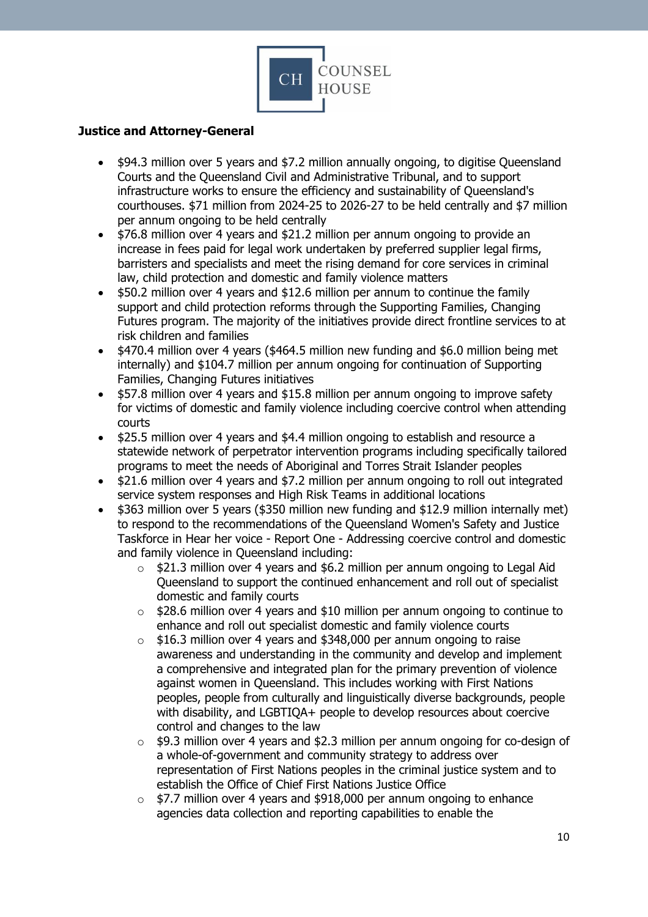**Justice and Attorney-General**

- $94.3 million over 5 years and $7.2 million annually ongoing, to digitise Queensland Courts and the Queensland Civil and Administrative Tribunal, and to support infrastructure works to ensure the efficiency and sustainability of Queensland's courthouses. $71 million from 2024-25 to 2026-27 to be held centrally and $7 million per annum ongoing to be held centrally
- $76.8 million over 4 years and $21.2 million per annum ongoing to provide an increase in fees paid for legal work undertaken by preferred supplier legal firms, barristers and specialists and meet the rising demand for core services in criminal law, child protection and domestic and family violence matters
- $50.2 million over 4 years and $12.6 million per annum to continue the family support and child protection reforms through the Supporting Families, Changing Futures program. The majority of the initiatives provide direct frontline services to at risk children and families
- $470.4 million over 4 years ($464.5 million new funding and $6.0 million being met internally) and $104.7 million per annum ongoing for continuation of Supporting Families, Changing Futures initiatives
- $57.8 million over 4 years and $15.8 million per annum ongoing to improve safety for victims of domestic and family violence including coercive control when attending courts
- $25.5 million over 4 years and $4.4 million ongoing to establish and resource a statewide network of perpetrator intervention programs including specifically tailored programs to meet the needs of Aboriginal and Torres Strait Islander peoples
- $21.6 million over 4 years and $7.2 million per annum ongoing to roll out integrated service system responses and High Risk Teams in additional locations
- $363 million over 5 years ($350 million new funding and $12.9 million internally met) to respond to the recommendations of the Queensland Women's Safety and Justice Taskforce in Hear her voice - Report One - Addressing coercive control and domestic and family violence in Queensland including:
  - $21.3 million over 4 years and $6.2 million per annum ongoing to Legal Aid Queensland to support the continued enhancement and roll out of specialist domestic and family courts
  - $28.6 million over 4 years and $10 million per annum ongoing to continue to enhance and roll out specialist domestic and family violence courts
  - $16.3 million over 4 years and $348,000 per annum ongoing to raise awareness and understanding in the community and develop and implement a comprehensive and integrated plan for the primary prevention of violence against women in Queensland. This includes working with First Nations peoples, people from culturally and linguistically diverse backgrounds, people with disability, and LGBTIQA+ people to develop resources about coercive control and changes to the law
  - $9.3 million over 4 years and $2.3 million per annum ongoing for co-design of a whole-of-government and community strategy to address over representation of First Nations peoples in the criminal justice system and to establish the Office of Chief First Nations Justice Office
  - $7.7 million over 4 years and $918,000 per annum ongoing to enhance agencies data collection and reporting capabilities to enable the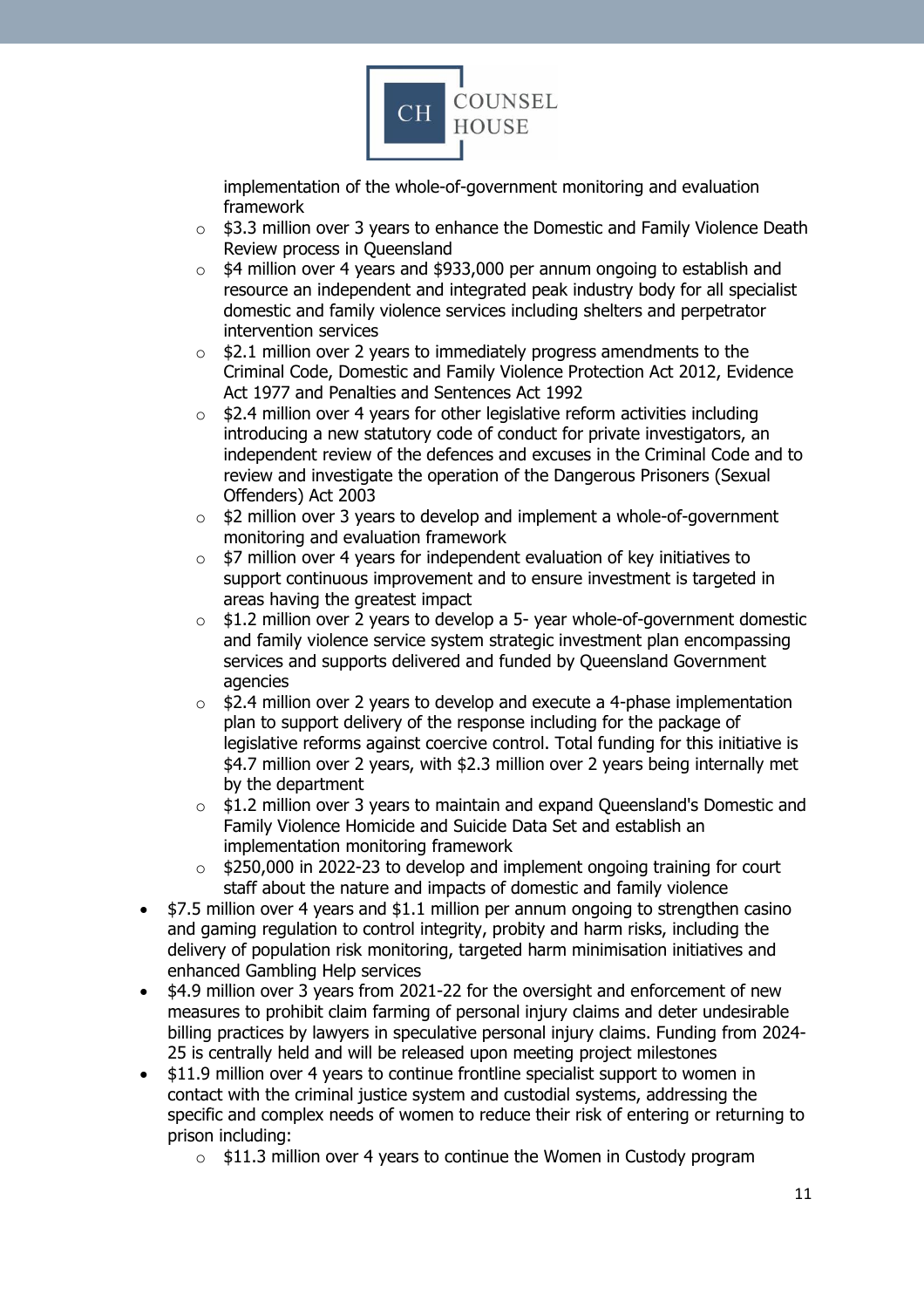implementation of the whole-of-government monitoring and evaluation framework
  - $3.3 million over 3 years to enhance the Domestic and Family Violence Death Review process in Queensland
  - $4 million over 4 years and $933,000 per annum ongoing to establish and resource an independent and integrated peak industry body for all specialist domestic and family violence services including shelters and perpetrator intervention services
  - $2.1 million over 2 years to immediately progress amendments to the Criminal Code, Domestic and Family Violence Protection Act 2012, Evidence Act 1977 and Penalties and Sentences Act 1992
  - $2.4 million over 4 years for other legislative reform activities including introducing a new statutory code of conduct for private investigators, an independent review of the defences and excuses in the Criminal Code and to review and investigate the operation of the Dangerous Prisoners (Sexual Offenders) Act 2003
  - $2 million over 3 years to develop and implement a whole-of-government monitoring and evaluation framework
  - $7 million over 4 years for independent evaluation of key initiatives to support continuous improvement and to ensure investment is targeted in areas having the greatest impact
  - $1.2 million over 2 years to develop a 5- year whole-of-government domestic and family violence service system strategic investment plan encompassing services and supports delivered and funded by Queensland Government agencies
  - $2.4 million over 2 years to develop and execute a 4-phase implementation plan to support delivery of the response including for the package of legislative reforms against coercive control. Total funding for this initiative is $4.7 million over 2 years, with $2.3 million over 2 years being internally met by the department
  - $1.2 million over 3 years to maintain and expand Queensland's Domestic and Family Violence Homicide and Suicide Data Set and establish an implementation monitoring framework
  - $250,000 in 2022-23 to develop and implement ongoing training for court staff about the nature and impacts of domestic and family violence
- $7.5 million over 4 years and $1.1 million per annum ongoing to strengthen casino and gaming regulation to control integrity, probity and harm risks, including the delivery of population risk monitoring, targeted harm minimisation initiatives and enhanced Gambling Help services
- $4.9 million over 3 years from 2021-22 for the oversight and enforcement of new measures to prohibit claim farming of personal injury claims and deter undesirable billing practices by lawyers in speculative personal injury claims. Funding from 2024-25 is centrally held and will be released upon meeting project milestones
- $11.9 million over 4 years to continue frontline specialist support to women in contact with the criminal justice system and custodial systems, addressing the specific and complex needs of women to reduce their risk of entering or returning to prison including:
  - $11.3 million over 4 years to continue the Women in Custody program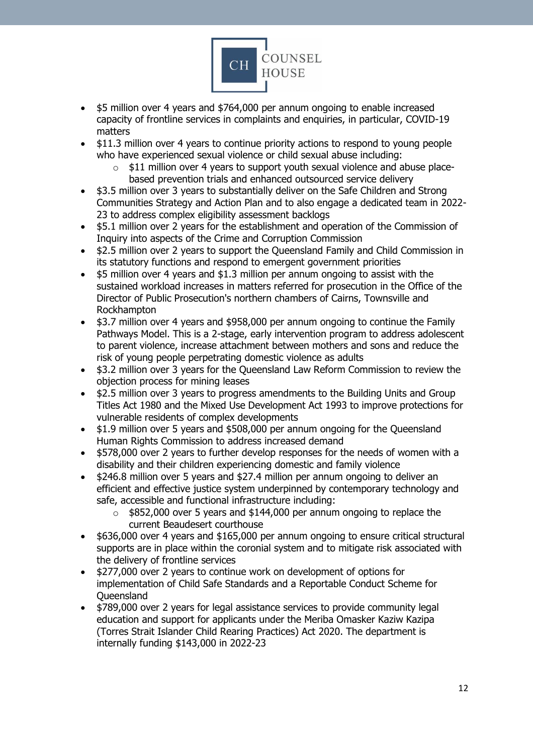- $5 million over 4 years and $764,000 per annum ongoing to enable increased capacity of frontline services in complaints and enquiries, in particular, COVID-19 matters
- $11.3 million over 4 years to continue priority actions to respond to young people who have experienced sexual violence or child sexual abuse including:
  - $11 million over 4 years to support youth sexual violence and abuse place-based prevention trials and enhanced outsourced service delivery
- $3.5 million over 3 years to substantially deliver on the Safe Children and Strong Communities Strategy and Action Plan and to also engage a dedicated team in 2022-23 to address complex eligibility assessment backlogs
- $5.1 million over 2 years for the establishment and operation of the Commission of Inquiry into aspects of the Crime and Corruption Commission
- $2.5 million over 2 years to support the Queensland Family and Child Commission in its statutory functions and respond to emergent government priorities
- $5 million over 4 years and $1.3 million per annum ongoing to assist with the sustained workload increases in matters referred for prosecution in the Office of the Director of Public Prosecution's northern chambers of Cairns, Townsville and Rockhampton
- $3.7 million over 4 years and $958,000 per annum ongoing to continue the Family Pathways Model. This is a 2-stage, early intervention program to address adolescent to parent violence, increase attachment between mothers and sons and reduce the risk of young people perpetrating domestic violence as adults
- $3.2 million over 3 years for the Queensland Law Reform Commission to review the objection process for mining leases
- $2.5 million over 3 years to progress amendments to the Building Units and Group Titles Act 1980 and the Mixed Use Development Act 1993 to improve protections for vulnerable residents of complex developments
- $1.9 million over 5 years and $508,000 per annum ongoing for the Queensland Human Rights Commission to address increased demand
- $578,000 over 2 years to further develop responses for the needs of women with a disability and their children experiencing domestic and family violence
- $246.8 million over 5 years and $27.4 million per annum ongoing to deliver an efficient and effective justice system underpinned by contemporary technology and safe, accessible and functional infrastructure including:
  - $852,000 over 5 years and $144,000 per annum ongoing to replace the current Beaudesert courthouse
- $636,000 over 4 years and $165,000 per annum ongoing to ensure critical structural supports are in place within the coronial system and to mitigate risk associated with the delivery of frontline services
- $277,000 over 2 years to continue work on development of options for implementation of Child Safe Standards and a Reportable Conduct Scheme for Queensland
- $789,000 over 2 years for legal assistance services to provide community legal education and support for applicants under the Meriba Omasker Kaziw Kazipa (Torres Strait Islander Child Rearing Practices) Act 2020. The department is internally funding $143,000 in 2022-23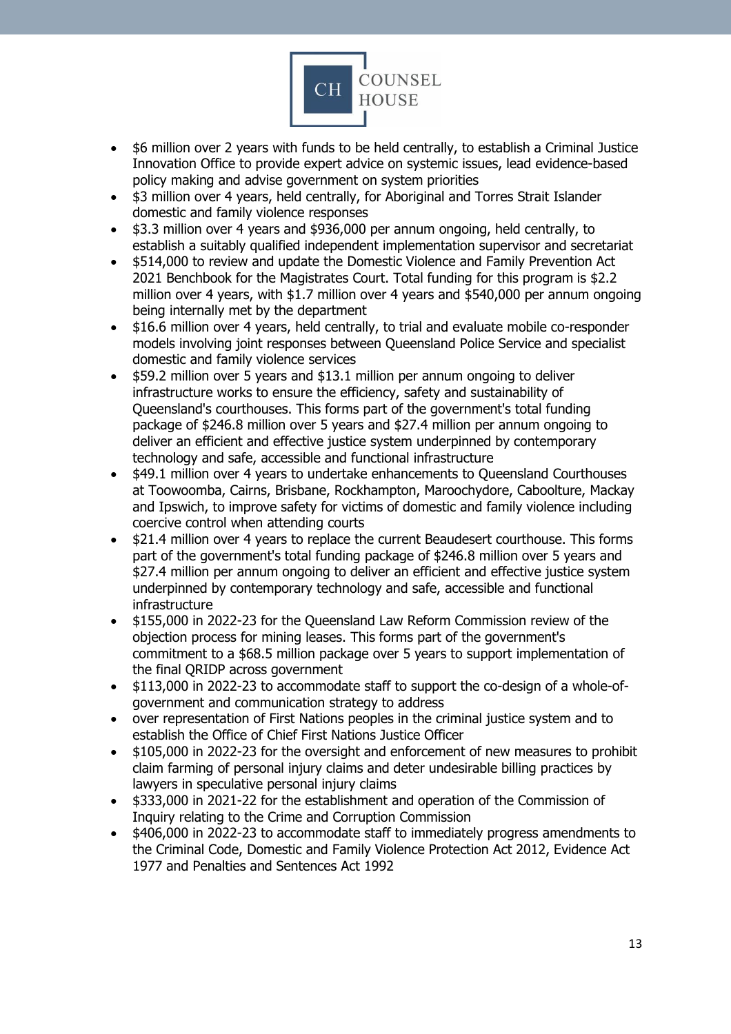- $6 million over 2 years with funds to be held centrally, to establish a Criminal Justice Innovation Office to provide expert advice on systemic issues, lead evidence-based policy making and advise government on system priorities
- $3 million over 4 years, held centrally, for Aboriginal and Torres Strait Islander domestic and family violence responses
- $3.3 million over 4 years and $936,000 per annum ongoing, held centrally, to establish a suitably qualified independent implementation supervisor and secretariat
- $514,000 to review and update the Domestic Violence and Family Prevention Act 2021 Benchbook for the Magistrates Court. Total funding for this program is $2.2 million over 4 years, with $1.7 million over 4 years and $540,000 per annum ongoing being internally met by the department
- $16.6 million over 4 years, held centrally, to trial and evaluate mobile co-responder models involving joint responses between Queensland Police Service and specialist domestic and family violence services
- $59.2 million over 5 years and $13.1 million per annum ongoing to deliver infrastructure works to ensure the efficiency, safety and sustainability of Queensland's courthouses. This forms part of the government's total funding package of $246.8 million over 5 years and $27.4 million per annum ongoing to deliver an efficient and effective justice system underpinned by contemporary technology and safe, accessible and functional infrastructure
- $49.1 million over 4 years to undertake enhancements to Queensland Courthouses at Toowoomba, Cairns, Brisbane, Rockhampton, Maroochydore, Caboolture, Mackay and Ipswich, to improve safety for victims of domestic and family violence including coercive control when attending courts
- $21.4 million over 4 years to replace the current Beaudesert courthouse. This forms part of the government's total funding package of $246.8 million over 5 years and $27.4 million per annum ongoing to deliver an efficient and effective justice system underpinned by contemporary technology and safe, accessible and functional infrastructure
- $155,000 in 2022-23 for the Queensland Law Reform Commission review of the objection process for mining leases. This forms part of the government's commitment to a $68.5 million package over 5 years to support implementation of the final QRIDP across government
- $113,000 in 2022-23 to accommodate staff to support the co-design of a whole-of-government and communication strategy to address
- over representation of First Nations peoples in the criminal justice system and to establish the Office of Chief First Nations Justice Officer
- $105,000 in 2022-23 for the oversight and enforcement of new measures to prohibit claim farming of personal injury claims and deter undesirable billing practices by lawyers in speculative personal injury claims
- $333,000 in 2021-22 for the establishment and operation of the Commission of Inquiry relating to the Crime and Corruption Commission
- $406,000 in 2022-23 to accommodate staff to immediately progress amendments to the Criminal Code, Domestic and Family Violence Protection Act 2012, Evidence Act 1977 and Penalties and Sentences Act 1992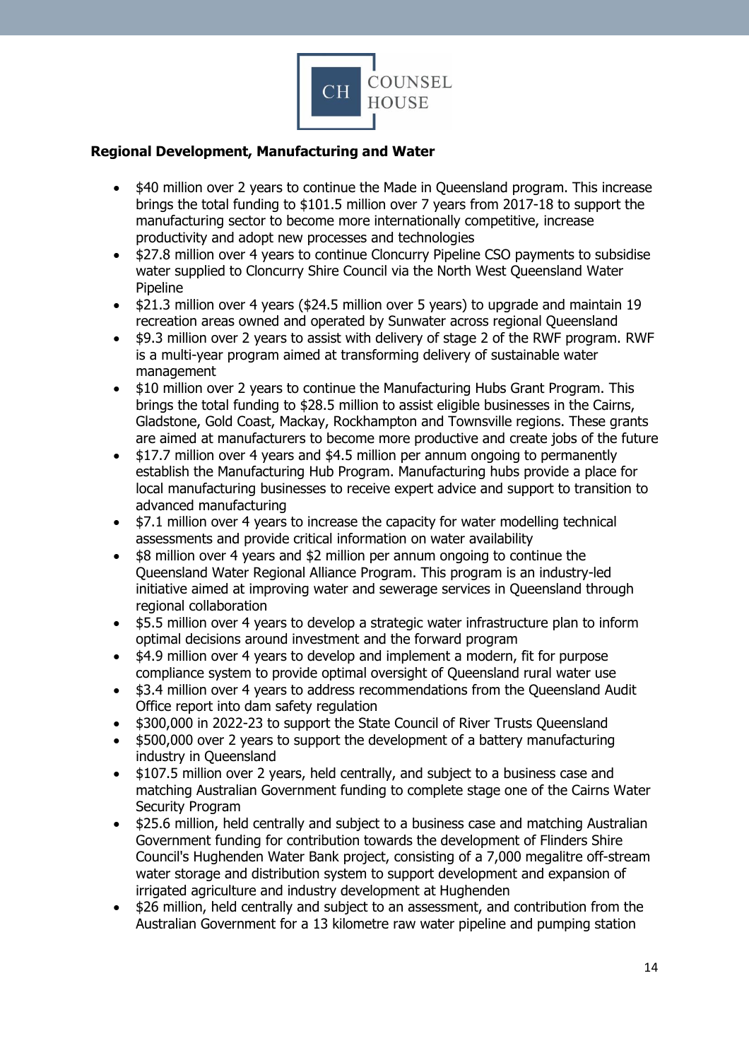**Regional Development, Manufacturing and Water**

- $40 million over 2 years to continue the Made in Queensland program. This increase brings the total funding to $101.5 million over 7 years from 2017-18 to support the manufacturing sector to become more internationally competitive, increase productivity and adopt new processes and technologies
- $27.8 million over 4 years to continue Cloncurry Pipeline CSO payments to subsidise water supplied to Cloncurry Shire Council via the North West Queensland Water Pipeline
- $21.3 million over 4 years ($24.5 million over 5 years) to upgrade and maintain 19 recreation areas owned and operated by Sunwater across regional Queensland
- $9.3 million over 2 years to assist with delivery of stage 2 of the RWF program. RWF is a multi-year program aimed at transforming delivery of sustainable water management
- $10 million over 2 years to continue the Manufacturing Hubs Grant Program. This brings the total funding to $28.5 million to assist eligible businesses in the Cairns, Gladstone, Gold Coast, Mackay, Rockhampton and Townsville regions. These grants are aimed at manufacturers to become more productive and create jobs of the future
- $17.7 million over 4 years and $4.5 million per annum ongoing to permanently establish the Manufacturing Hub Program. Manufacturing hubs provide a place for local manufacturing businesses to receive expert advice and support to transition to advanced manufacturing
- $7.1 million over 4 years to increase the capacity for water modelling technical assessments and provide critical information on water availability
- $8 million over 4 years and $2 million per annum ongoing to continue the Queensland Water Regional Alliance Program. This program is an industry-led initiative aimed at improving water and sewerage services in Queensland through regional collaboration
- $5.5 million over 4 years to develop a strategic water infrastructure plan to inform optimal decisions around investment and the forward program
- $4.9 million over 4 years to develop and implement a modern, fit for purpose compliance system to provide optimal oversight of Queensland rural water use
- $3.4 million over 4 years to address recommendations from the Queensland Audit Office report into dam safety regulation
- $300,000 in 2022-23 to support the State Council of River Trusts Queensland
- $500,000 over 2 years to support the development of a battery manufacturing industry in Queensland
- $107.5 million over 2 years, held centrally, and subject to a business case and matching Australian Government funding to complete stage one of the Cairns Water Security Program
- $25.6 million, held centrally and subject to a business case and matching Australian Government funding for contribution towards the development of Flinders Shire Council's Hughenden Water Bank project, consisting of a 7,000 megalitre off-stream water storage and distribution system to support development and expansion of irrigated agriculture and industry development at Hughenden
- $26 million, held centrally and subject to an assessment, and contribution from the Australian Government for a 13 kilometre raw water pipeline and pumping station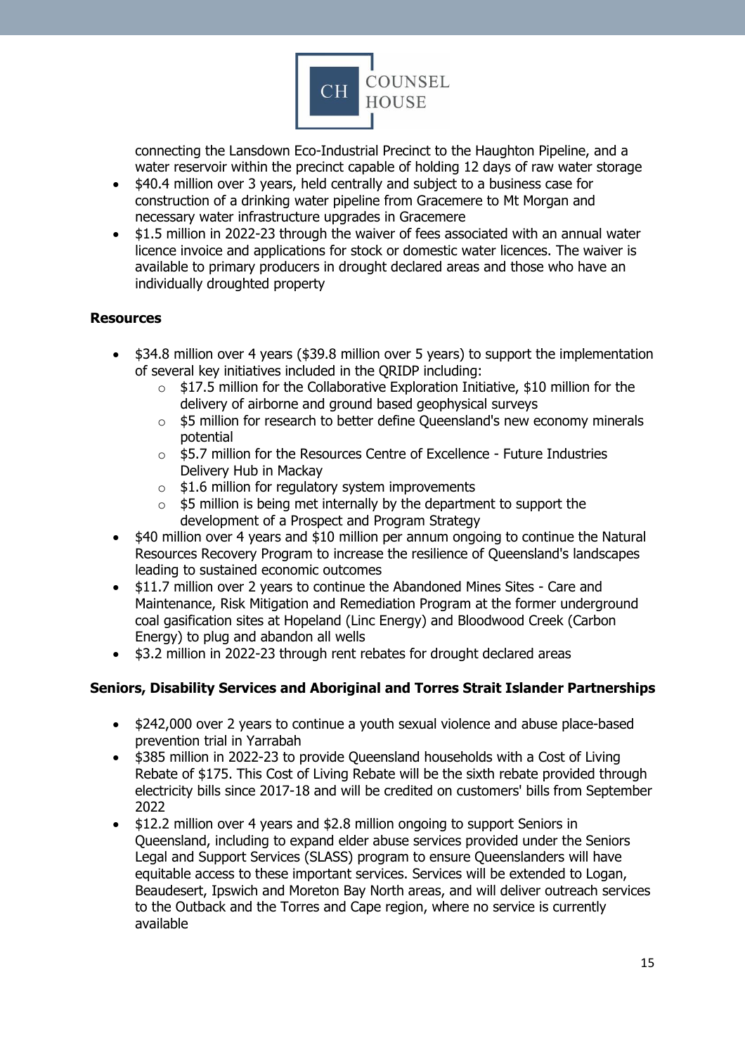connecting the Lansdown Eco-Industrial Precinct to the Haughton Pipeline, and a water reservoir within the precinct capable of holding 12 days of raw water storage

- $40.4 million over 3 years, held centrally and subject to a business case for construction of a drinking water pipeline from Gracemere to Mt Morgan and necessary water infrastructure upgrades in Gracemere
- $1.5 million in 2022-23 through the waiver of fees associated with an annual water licence invoice and applications for stock or domestic water licences. The waiver is available to primary producers in drought declared areas and those who have an individually droughted property

**Resources**

- $34.8 million over 4 years ($39.8 million over 5 years) to support the implementation of several key initiatives included in the QRIDP including:
  - $17.5 million for the Collaborative Exploration Initiative, $10 million for the delivery of airborne and ground based geophysical surveys
  - $5 million for research to better define Queensland's new economy minerals potential
  - $5.7 million for the Resources Centre of Excellence - Future Industries Delivery Hub in Mackay
  - $1.6 million for regulatory system improvements
  - $5 million is being met internally by the department to support the development of a Prospect and Program Strategy
- $40 million over 4 years and $10 million per annum ongoing to continue the Natural Resources Recovery Program to increase the resilience of Queensland's landscapes leading to sustained economic outcomes
- $11.7 million over 2 years to continue the Abandoned Mines Sites - Care and Maintenance, Risk Mitigation and Remediation Program at the former underground coal gasification sites at Hopeland (Linc Energy) and Bloodwood Creek (Carbon Energy) to plug and abandon all wells
- $3.2 million in 2022-23 through rent rebates for drought declared areas

**Seniors, Disability Services and Aboriginal and Torres Strait Islander Partnerships**

- $242,000 over 2 years to continue a youth sexual violence and abuse place-based prevention trial in Yarrabah
- $385 million in 2022-23 to provide Queensland households with a Cost of Living Rebate of $175. This Cost of Living Rebate will be the sixth rebate provided through electricity bills since 2017-18 and will be credited on customers' bills from September 2022
- $12.2 million over 4 years and $2.8 million ongoing to support Seniors in Queensland, including to expand elder abuse services provided under the Seniors Legal and Support Services (SLASS) program to ensure Queenslanders will have equitable access to these important services. Services will be extended to Logan, Beaudesert, Ipswich and Moreton Bay North areas, and will deliver outreach services to the Outback and the Torres and Cape region, where no service is currently available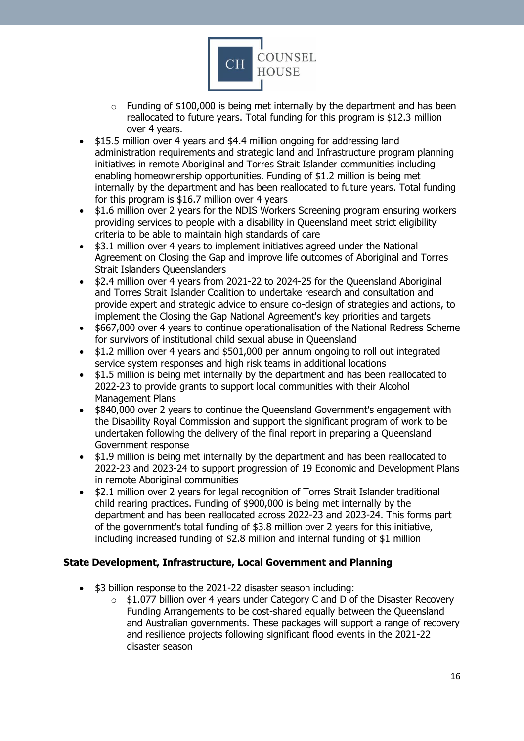- Funding of $100,000 is being met internally by the department and has been reallocated to future years. Total funding for this program is $12.3 million over 4 years.
- $15.5 million over 4 years and $4.4 million ongoing for addressing land administration requirements and strategic land and Infrastructure program planning initiatives in remote Aboriginal and Torres Strait Islander communities including enabling homeownership opportunities. Funding of $1.2 million is being met internally by the department and has been reallocated to future years. Total funding for this program is $16.7 million over 4 years
- $1.6 million over 2 years for the NDIS Workers Screening program ensuring workers providing services to people with a disability in Queensland meet strict eligibility criteria to be able to maintain high standards of care
- $3.1 million over 4 years to implement initiatives agreed under the National Agreement on Closing the Gap and improve life outcomes of Aboriginal and Torres Strait Islanders Queenslanders
- $2.4 million over 4 years from 2021-22 to 2024-25 for the Queensland Aboriginal and Torres Strait Islander Coalition to undertake research and consultation and provide expert and strategic advice to ensure co-design of strategies and actions, to implement the Closing the Gap National Agreement's key priorities and targets
- $667,000 over 4 years to continue operationalisation of the National Redress Scheme for survivors of institutional child sexual abuse in Queensland
- $1.2 million over 4 years and $501,000 per annum ongoing to roll out integrated service system responses and high risk teams in additional locations
- $1.5 million is being met internally by the department and has been reallocated to 2022-23 to provide grants to support local communities with their Alcohol Management Plans
- $840,000 over 2 years to continue the Queensland Government's engagement with the Disability Royal Commission and support the significant program of work to be undertaken following the delivery of the final report in preparing a Queensland Government response
- $1.9 million is being met internally by the department and has been reallocated to 2022-23 and 2023-24 to support progression of 19 Economic and Development Plans in remote Aboriginal communities
- $2.1 million over 2 years for legal recognition of Torres Strait Islander traditional child rearing practices. Funding of $900,000 is being met internally by the department and has been reallocated across 2022-23 and 2023-24. This forms part of the government's total funding of $3.8 million over 2 years for this initiative, including increased funding of $2.8 million and internal funding of $1 million

**State Development, Infrastructure, Local Government and Planning**

- $3 billion response to the 2021-22 disaster season including:
    - $1.077 billion over 4 years under Category C and D of the Disaster Recovery Funding Arrangements to be cost-shared equally between the Queensland and Australian governments. These packages will support a range of recovery and resilience projects following significant flood events in the 2021-22 disaster season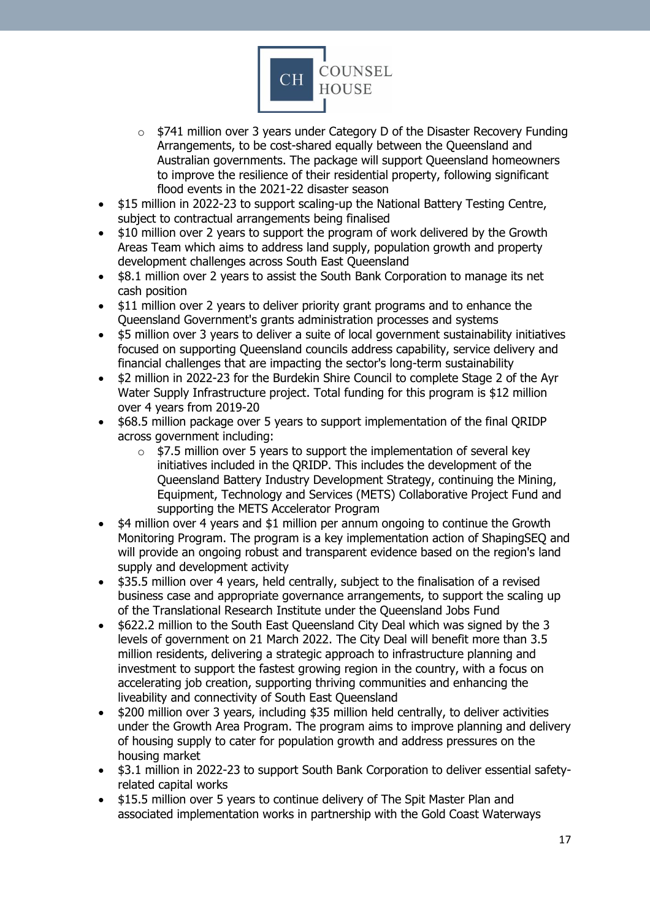- $741 million over 3 years under Category D of the Disaster Recovery Funding Arrangements, to be cost-shared equally between the Queensland and Australian governments. The package will support Queensland homeowners to improve the resilience of their residential property, following significant flood events in the 2021-22 disaster season
- $15 million in 2022-23 to support scaling-up the National Battery Testing Centre, subject to contractual arrangements being finalised
- $10 million over 2 years to support the program of work delivered by the Growth Areas Team which aims to address land supply, population growth and property development challenges across South East Queensland
- $8.1 million over 2 years to assist the South Bank Corporation to manage its net cash position
- $11 million over 2 years to deliver priority grant programs and to enhance the Queensland Government's grants administration processes and systems
- $5 million over 3 years to deliver a suite of local government sustainability initiatives focused on supporting Queensland councils address capability, service delivery and financial challenges that are impacting the sector's long-term sustainability
- $2 million in 2022-23 for the Burdekin Shire Council to complete Stage 2 of the Ayr Water Supply Infrastructure project. Total funding for this program is $12 million over 4 years from 2019-20
- $68.5 million package over 5 years to support implementation of the final QRIDP across government including:
    - $7.5 million over 5 years to support the implementation of several key initiatives included in the QRIDP. This includes the development of the Queensland Battery Industry Development Strategy, continuing the Mining, Equipment, Technology and Services (METS) Collaborative Project Fund and supporting the METS Accelerator Program
- $4 million over 4 years and $1 million per annum ongoing to continue the Growth Monitoring Program. The program is a key implementation action of ShapingSEQ and will provide an ongoing robust and transparent evidence based on the region's land supply and development activity
- $35.5 million over 4 years, held centrally, subject to the finalisation of a revised business case and appropriate governance arrangements, to support the scaling up of the Translational Research Institute under the Queensland Jobs Fund
- $622.2 million to the South East Queensland City Deal which was signed by the 3 levels of government on 21 March 2022. The City Deal will benefit more than 3.5 million residents, delivering a strategic approach to infrastructure planning and investment to support the fastest growing region in the country, with a focus on accelerating job creation, supporting thriving communities and enhancing the liveability and connectivity of South East Queensland
- $200 million over 3 years, including $35 million held centrally, to deliver activities under the Growth Area Program. The program aims to improve planning and delivery of housing supply to cater for population growth and address pressures on the housing market
- $3.1 million in 2022-23 to support South Bank Corporation to deliver essential safety-related capital works
- $15.5 million over 5 years to continue delivery of The Spit Master Plan and associated implementation works in partnership with the Gold Coast Waterways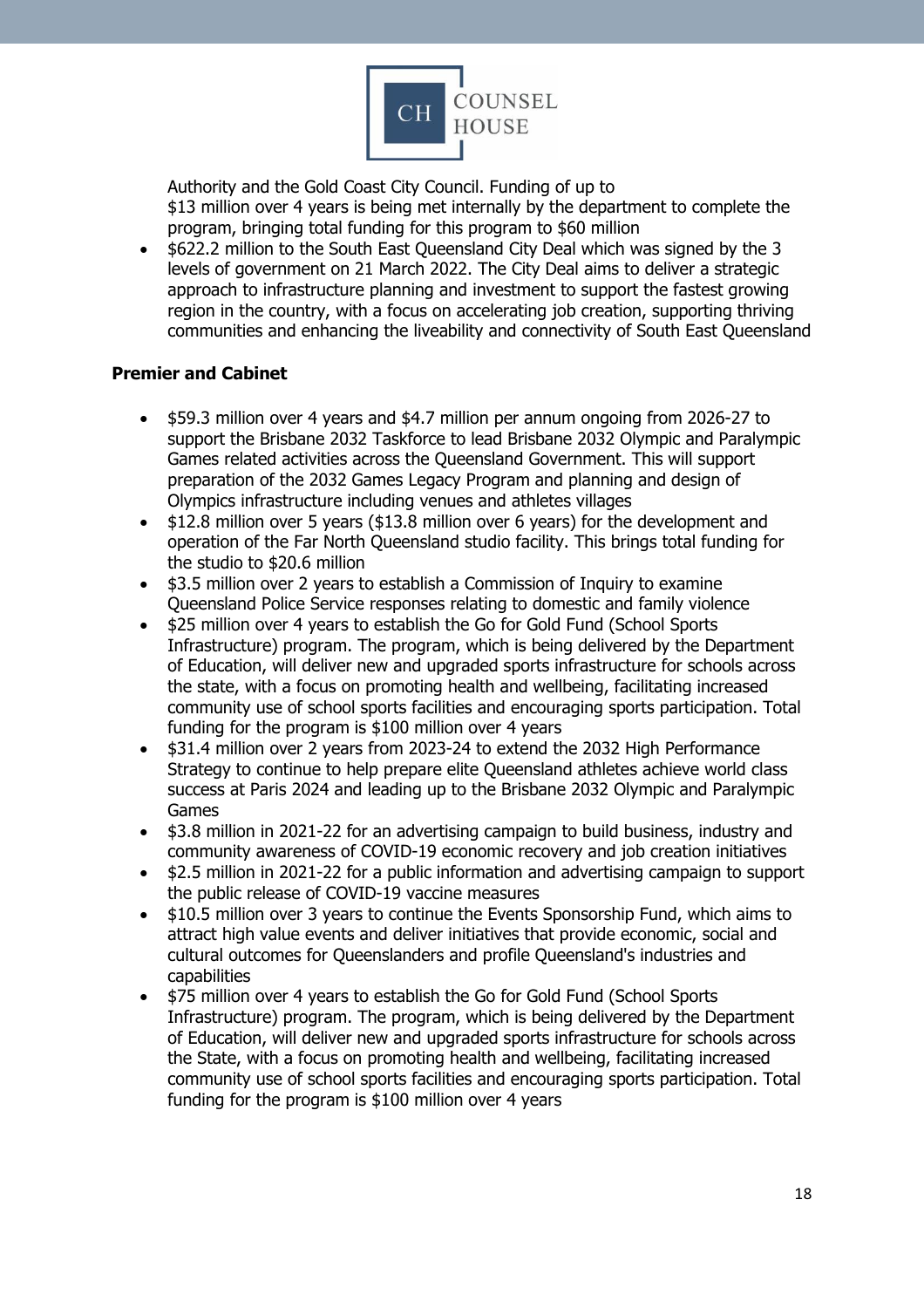Authority and the Gold Coast City Council. Funding of up to $13 million over 4 years is being met internally by the department to complete the program, bringing total funding for this program to $60 million

- $622.2 million to the South East Queensland City Deal which was signed by the 3 levels of government on 21 March 2022. The City Deal aims to deliver a strategic approach to infrastructure planning and investment to support the fastest growing region in the country, with a focus on accelerating job creation, supporting thriving communities and enhancing the liveability and connectivity of South East Queensland

**Premier and Cabinet**

- $59.3 million over 4 years and $4.7 million per annum ongoing from 2026-27 to support the Brisbane 2032 Taskforce to lead Brisbane 2032 Olympic and Paralympic Games related activities across the Queensland Government. This will support preparation of the 2032 Games Legacy Program and planning and design of Olympics infrastructure including venues and athletes villages
- $12.8 million over 5 years ($13.8 million over 6 years) for the development and operation of the Far North Queensland studio facility. This brings total funding for the studio to $20.6 million
- $3.5 million over 2 years to establish a Commission of Inquiry to examine Queensland Police Service responses relating to domestic and family violence
- $25 million over 4 years to establish the Go for Gold Fund (School Sports Infrastructure) program. The program, which is being delivered by the Department of Education, will deliver new and upgraded sports infrastructure for schools across the state, with a focus on promoting health and wellbeing, facilitating increased community use of school sports facilities and encouraging sports participation. Total funding for the program is $100 million over 4 years
- $31.4 million over 2 years from 2023-24 to extend the 2032 High Performance Strategy to continue to help prepare elite Queensland athletes achieve world class success at Paris 2024 and leading up to the Brisbane 2032 Olympic and Paralympic Games
- $3.8 million in 2021-22 for an advertising campaign to build business, industry and community awareness of COVID-19 economic recovery and job creation initiatives
- $2.5 million in 2021-22 for a public information and advertising campaign to support the public release of COVID-19 vaccine measures
- $10.5 million over 3 years to continue the Events Sponsorship Fund, which aims to attract high value events and deliver initiatives that provide economic, social and cultural outcomes for Queenslanders and profile Queensland's industries and capabilities
- $75 million over 4 years to establish the Go for Gold Fund (School Sports Infrastructure) program. The program, which is being delivered by the Department of Education, will deliver new and upgraded sports infrastructure for schools across the State, with a focus on promoting health and wellbeing, facilitating increased community use of school sports facilities and encouraging sports participation. Total funding for the program is $100 million over 4 years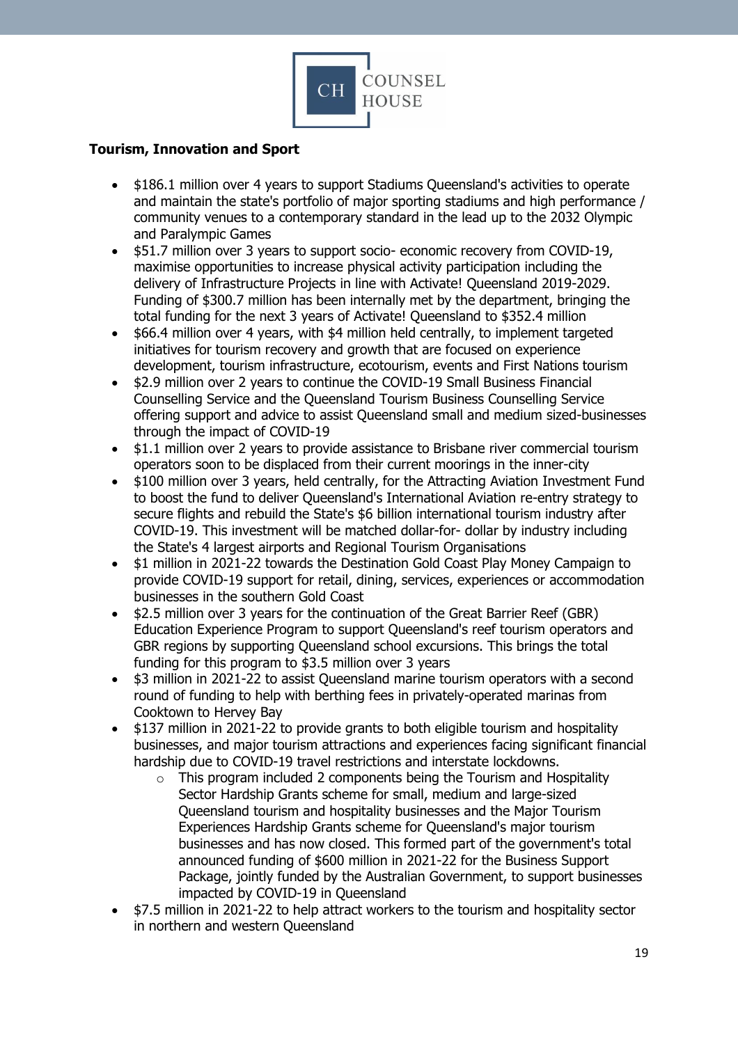**Tourism, Innovation and Sport**

- $186.1 million over 4 years to support Stadiums Queensland's activities to operate and maintain the state's portfolio of major sporting stadiums and high performance / community venues to a contemporary standard in the lead up to the 2032 Olympic and Paralympic Games
- $51.7 million over 3 years to support socio- economic recovery from COVID-19, maximise opportunities to increase physical activity participation including the delivery of Infrastructure Projects in line with Activate! Queensland 2019-2029. Funding of $300.7 million has been internally met by the department, bringing the total funding for the next 3 years of Activate! Queensland to $352.4 million
- $66.4 million over 4 years, with $4 million held centrally, to implement targeted initiatives for tourism recovery and growth that are focused on experience development, tourism infrastructure, ecotourism, events and First Nations tourism
- $2.9 million over 2 years to continue the COVID-19 Small Business Financial Counselling Service and the Queensland Tourism Business Counselling Service offering support and advice to assist Queensland small and medium sized-businesses through the impact of COVID-19
- $1.1 million over 2 years to provide assistance to Brisbane river commercial tourism operators soon to be displaced from their current moorings in the inner-city
- $100 million over 3 years, held centrally, for the Attracting Aviation Investment Fund to boost the fund to deliver Queensland's International Aviation re-entry strategy to secure flights and rebuild the State's $6 billion international tourism industry after COVID-19. This investment will be matched dollar-for- dollar by industry including the State's 4 largest airports and Regional Tourism Organisations
- $1 million in 2021-22 towards the Destination Gold Coast Play Money Campaign to provide COVID-19 support for retail, dining, services, experiences or accommodation businesses in the southern Gold Coast
- $2.5 million over 3 years for the continuation of the Great Barrier Reef (GBR) Education Experience Program to support Queensland's reef tourism operators and GBR regions by supporting Queensland school excursions. This brings the total funding for this program to $3.5 million over 3 years
- $3 million in 2021-22 to assist Queensland marine tourism operators with a second round of funding to help with berthing fees in privately-operated marinas from Cooktown to Hervey Bay
- $137 million in 2021-22 to provide grants to both eligible tourism and hospitality businesses, and major tourism attractions and experiences facing significant financial hardship due to COVID-19 travel restrictions and interstate lockdowns.
    - This program included 2 components being the Tourism and Hospitality Sector Hardship Grants scheme for small, medium and large-sized Queensland tourism and hospitality businesses and the Major Tourism Experiences Hardship Grants scheme for Queensland's major tourism businesses and has now closed. This formed part of the government's total announced funding of $600 million in 2021-22 for the Business Support Package, jointly funded by the Australian Government, to support businesses impacted by COVID-19 in Queensland
- $7.5 million in 2021-22 to help attract workers to the tourism and hospitality sector in northern and western Queensland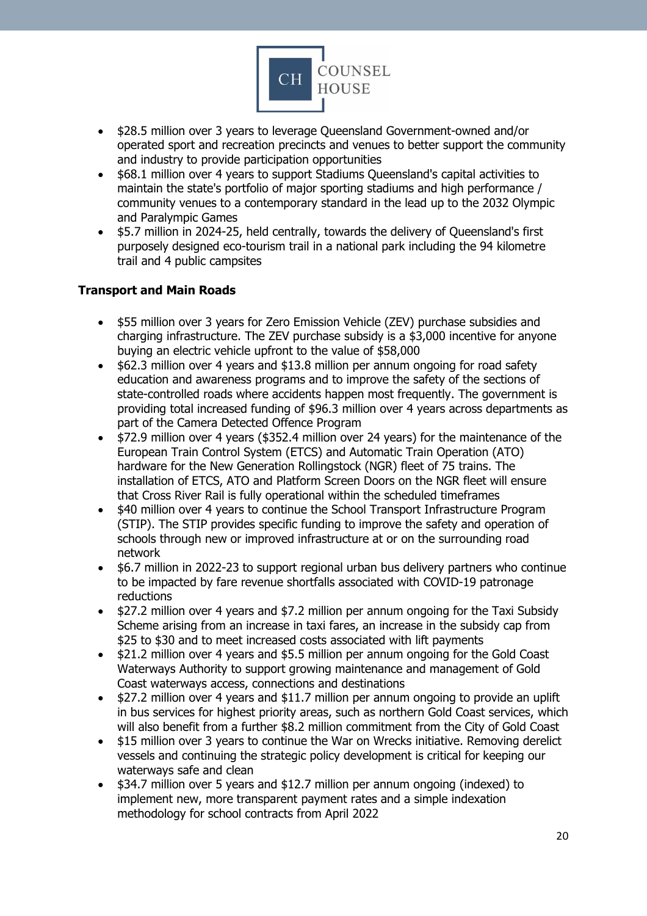- $28.5 million over 3 years to leverage Queensland Government-owned and/or operated sport and recreation precincts and venues to better support the community and industry to provide participation opportunities
- $68.1 million over 4 years to support Stadiums Queensland's capital activities to maintain the state's portfolio of major sporting stadiums and high performance / community venues to a contemporary standard in the lead up to the 2032 Olympic and Paralympic Games
- $5.7 million in 2024-25, held centrally, towards the delivery of Queensland's first purposely designed eco-tourism trail in a national park including the 94 kilometre trail and 4 public campsites

**Transport and Main Roads**

- $55 million over 3 years for Zero Emission Vehicle (ZEV) purchase subsidies and charging infrastructure. The ZEV purchase subsidy is a $3,000 incentive for anyone buying an electric vehicle upfront to the value of $58,000
- $62.3 million over 4 years and $13.8 million per annum ongoing for road safety education and awareness programs and to improve the safety of the sections of state-controlled roads where accidents happen most frequently. The government is providing total increased funding of $96.3 million over 4 years across departments as part of the Camera Detected Offence Program
- $72.9 million over 4 years ($352.4 million over 24 years) for the maintenance of the European Train Control System (ETCS) and Automatic Train Operation (ATO) hardware for the New Generation Rollingstock (NGR) fleet of 75 trains. The installation of ETCS, ATO and Platform Screen Doors on the NGR fleet will ensure that Cross River Rail is fully operational within the scheduled timeframes
- $40 million over 4 years to continue the School Transport Infrastructure Program (STIP). The STIP provides specific funding to improve the safety and operation of schools through new or improved infrastructure at or on the surrounding road network
- $6.7 million in 2022-23 to support regional urban bus delivery partners who continue to be impacted by fare revenue shortfalls associated with COVID-19 patronage reductions
- $27.2 million over 4 years and $7.2 million per annum ongoing for the Taxi Subsidy Scheme arising from an increase in taxi fares, an increase in the subsidy cap from $25 to $30 and to meet increased costs associated with lift payments
- $21.2 million over 4 years and $5.5 million per annum ongoing for the Gold Coast Waterways Authority to support growing maintenance and management of Gold Coast waterways access, connections and destinations
- $27.2 million over 4 years and $11.7 million per annum ongoing to provide an uplift in bus services for highest priority areas, such as northern Gold Coast services, which will also benefit from a further $8.2 million commitment from the City of Gold Coast
- $15 million over 3 years to continue the War on Wrecks initiative. Removing derelict vessels and continuing the strategic policy development is critical for keeping our waterways safe and clean
- $34.7 million over 5 years and $12.7 million per annum ongoing (indexed) to implement new, more transparent payment rates and a simple indexation methodology for school contracts from April 2022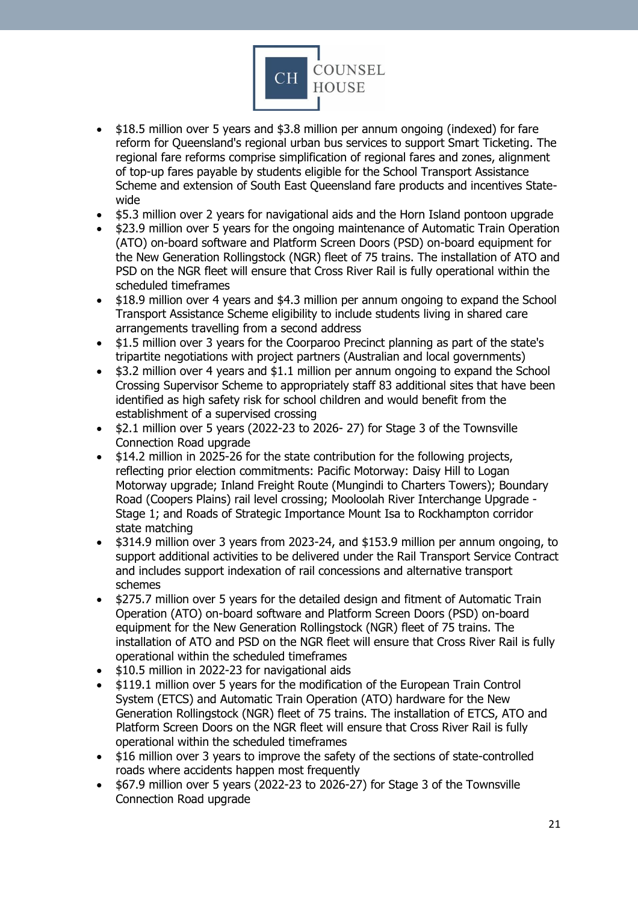- $18.5 million over 5 years and $3.8 million per annum ongoing (indexed) for fare reform for Queensland's regional urban bus services to support Smart Ticketing. The regional fare reforms comprise simplification of regional fares and zones, alignment of top-up fares payable by students eligible for the School Transport Assistance Scheme and extension of South East Queensland fare products and incentives State-wide
- $5.3 million over 2 years for navigational aids and the Horn Island pontoon upgrade
- $23.9 million over 5 years for the ongoing maintenance of Automatic Train Operation (ATO) on-board software and Platform Screen Doors (PSD) on-board equipment for the New Generation Rollingstock (NGR) fleet of 75 trains. The installation of ATO and PSD on the NGR fleet will ensure that Cross River Rail is fully operational within the scheduled timeframes
- $18.9 million over 4 years and $4.3 million per annum ongoing to expand the School Transport Assistance Scheme eligibility to include students living in shared care arrangements travelling from a second address
- $1.5 million over 3 years for the Coorparoo Precinct planning as part of the state's tripartite negotiations with project partners (Australian and local governments)
- $3.2 million over 4 years and $1.1 million per annum ongoing to expand the School Crossing Supervisor Scheme to appropriately staff 83 additional sites that have been identified as high safety risk for school children and would benefit from the establishment of a supervised crossing
- $2.1 million over 5 years (2022-23 to 2026- 27) for Stage 3 of the Townsville Connection Road upgrade
- $14.2 million in 2025-26 for the state contribution for the following projects, reflecting prior election commitments: Pacific Motorway: Daisy Hill to Logan Motorway upgrade; Inland Freight Route (Mungindi to Charters Towers); Boundary Road (Coopers Plains) rail level crossing; Mooloolah River Interchange Upgrade - Stage 1; and Roads of Strategic Importance Mount Isa to Rockhampton corridor state matching
- $314.9 million over 3 years from 2023-24, and $153.9 million per annum ongoing, to support additional activities to be delivered under the Rail Transport Service Contract and includes support indexation of rail concessions and alternative transport schemes
- $275.7 million over 5 years for the detailed design and fitment of Automatic Train Operation (ATO) on-board software and Platform Screen Doors (PSD) on-board equipment for the New Generation Rollingstock (NGR) fleet of 75 trains. The installation of ATO and PSD on the NGR fleet will ensure that Cross River Rail is fully operational within the scheduled timeframes
- $10.5 million in 2022-23 for navigational aids
- $119.1 million over 5 years for the modification of the European Train Control System (ETCS) and Automatic Train Operation (ATO) hardware for the New Generation Rollingstock (NGR) fleet of 75 trains. The installation of ETCS, ATO and Platform Screen Doors on the NGR fleet will ensure that Cross River Rail is fully operational within the scheduled timeframes
- $16 million over 3 years to improve the safety of the sections of state-controlled roads where accidents happen most frequently
- $67.9 million over 5 years (2022-23 to 2026-27) for Stage 3 of the Townsville Connection Road upgrade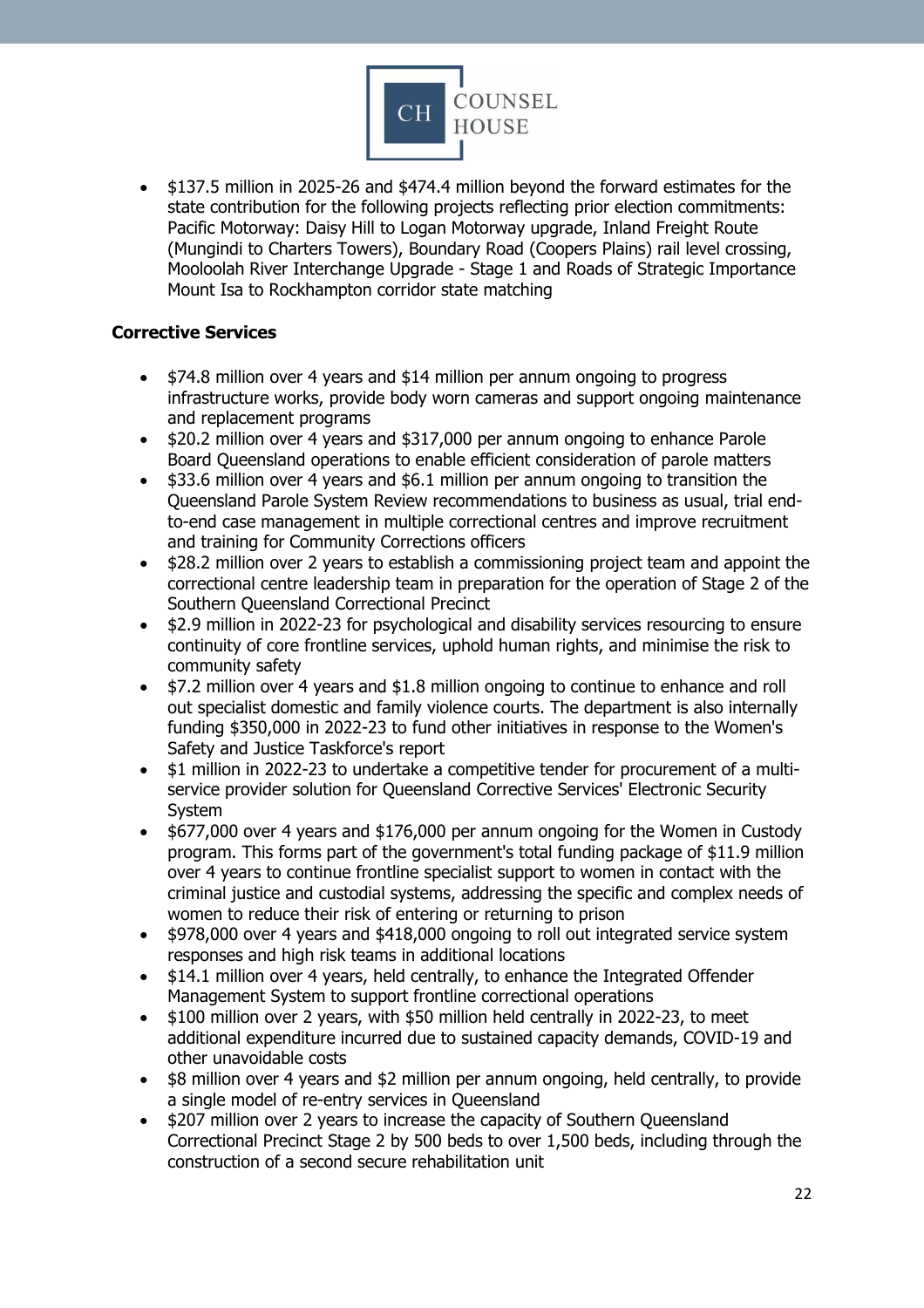- $137.5 million in 2025-26 and $474.4 million beyond the forward estimates for the state contribution for the following projects reflecting prior election commitments: Pacific Motorway: Daisy Hill to Logan Motorway upgrade, Inland Freight Route (Mungindi to Charters Towers), Boundary Road (Coopers Plains) rail level crossing, Mooloolah River Interchange Upgrade - Stage 1 and Roads of Strategic Importance Mount Isa to Rockhampton corridor state matching

**Corrective Services**

- $74.8 million over 4 years and $14 million per annum ongoing to progress infrastructure works, provide body worn cameras and support ongoing maintenance and replacement programs
- $20.2 million over 4 years and $317,000 per annum ongoing to enhance Parole Board Queensland operations to enable efficient consideration of parole matters
- $33.6 million over 4 years and $6.1 million per annum ongoing to transition the Queensland Parole System Review recommendations to business as usual, trial end-to-end case management in multiple correctional centres and improve recruitment and training for Community Corrections officers
- $28.2 million over 2 years to establish a commissioning project team and appoint the correctional centre leadership team in preparation for the operation of Stage 2 of the Southern Queensland Correctional Precinct
- $2.9 million in 2022-23 for psychological and disability services resourcing to ensure continuity of core frontline services, uphold human rights, and minimise the risk to community safety
- $7.2 million over 4 years and $1.8 million ongoing to continue to enhance and roll out specialist domestic and family violence courts. The department is also internally funding $350,000 in 2022-23 to fund other initiatives in response to the Women's Safety and Justice Taskforce's report
- $1 million in 2022-23 to undertake a competitive tender for procurement of a multi-service provider solution for Queensland Corrective Services' Electronic Security System
- $677,000 over 4 years and $176,000 per annum ongoing for the Women in Custody program. This forms part of the government's total funding package of $11.9 million over 4 years to continue frontline specialist support to women in contact with the criminal justice and custodial systems, addressing the specific and complex needs of women to reduce their risk of entering or returning to prison
- $978,000 over 4 years and $418,000 ongoing to roll out integrated service system responses and high risk teams in additional locations
- $14.1 million over 4 years, held centrally, to enhance the Integrated Offender Management System to support frontline correctional operations
- $100 million over 2 years, with $50 million held centrally in 2022-23, to meet additional expenditure incurred due to sustained capacity demands, COVID-19 and other unavoidable costs
- $8 million over 4 years and $2 million per annum ongoing, held centrally, to provide a single model of re-entry services in Queensland
- $207 million over 2 years to increase the capacity of Southern Queensland Correctional Precinct Stage 2 by 500 beds to over 1,500 beds, including through the construction of a second secure rehabilitation unit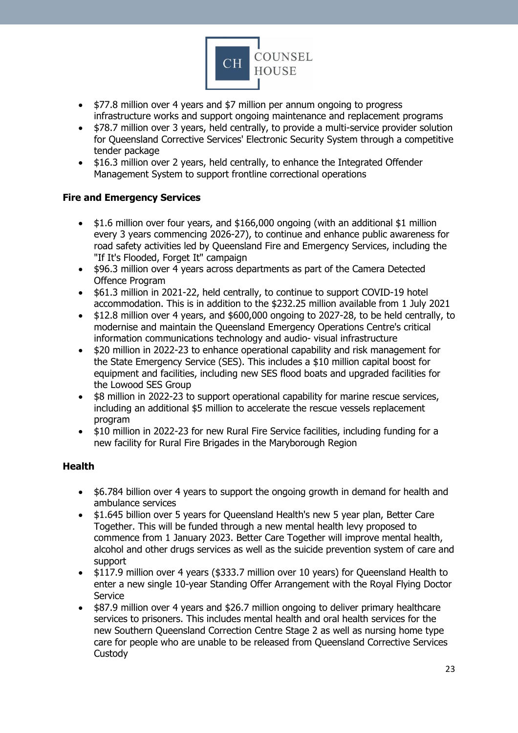- $77.8 million over 4 years and $7 million per annum ongoing to progress infrastructure works and support ongoing maintenance and replacement programs
- $78.7 million over 3 years, held centrally, to provide a multi-service provider solution for Queensland Corrective Services' Electronic Security System through a competitive tender package
- $16.3 million over 2 years, held centrally, to enhance the Integrated Offender Management System to support frontline correctional operations

**Fire and Emergency Services**

- $1.6 million over four years, and $166,000 ongoing (with an additional $1 million every 3 years commencing 2026-27), to continue and enhance public awareness for road safety activities led by Queensland Fire and Emergency Services, including the "If It's Flooded, Forget It" campaign
- $96.3 million over 4 years across departments as part of the Camera Detected Offence Program
- $61.3 million in 2021-22, held centrally, to continue to support COVID-19 hotel accommodation. This is in addition to the $232.25 million available from 1 July 2021
- $12.8 million over 4 years, and $600,000 ongoing to 2027-28, to be held centrally, to modernise and maintain the Queensland Emergency Operations Centre's critical information communications technology and audio- visual infrastructure
- $20 million in 2022-23 to enhance operational capability and risk management for the State Emergency Service (SES). This includes a $10 million capital boost for equipment and facilities, including new SES flood boats and upgraded facilities for the Lowood SES Group
- $8 million in 2022-23 to support operational capability for marine rescue services, including an additional $5 million to accelerate the rescue vessels replacement program
- $10 million in 2022-23 for new Rural Fire Service facilities, including funding for a new facility for Rural Fire Brigades in the Maryborough Region

**Health**

- $6.784 billion over 4 years to support the ongoing growth in demand for health and ambulance services
- $1.645 billion over 5 years for Queensland Health's new 5 year plan, Better Care Together. This will be funded through a new mental health levy proposed to commence from 1 January 2023. Better Care Together will improve mental health, alcohol and other drugs services as well as the suicide prevention system of care and support
- $117.9 million over 4 years ($333.7 million over 10 years) for Queensland Health to enter a new single 10-year Standing Offer Arrangement with the Royal Flying Doctor Service
- $87.9 million over 4 years and $26.7 million ongoing to deliver primary healthcare services to prisoners. This includes mental health and oral health services for the new Southern Queensland Correction Centre Stage 2 as well as nursing home type care for people who are unable to be released from Queensland Corrective Services Custody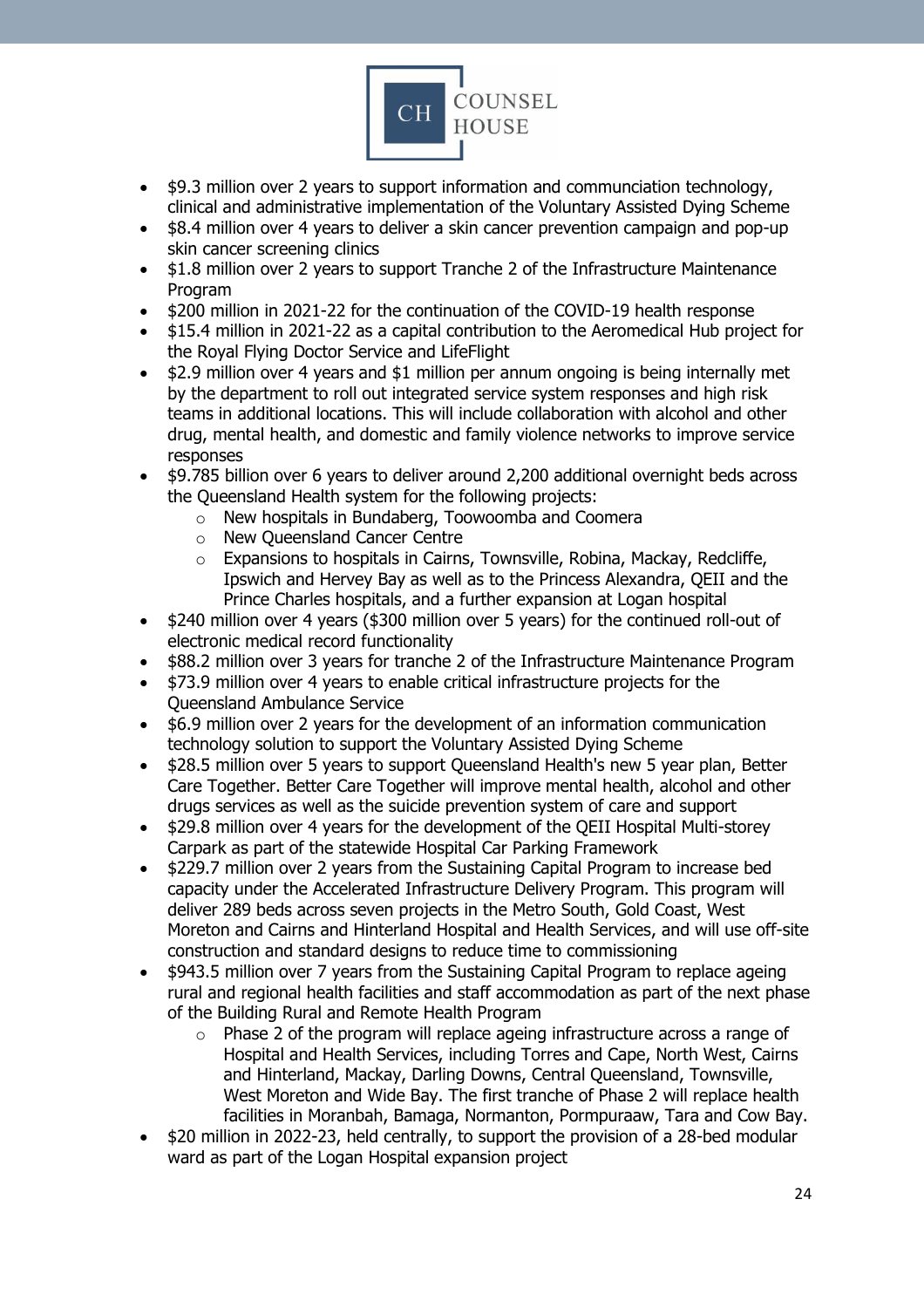- $9.3 million over 2 years to support information and communciation technology, clinical and administrative implementation of the Voluntary Assisted Dying Scheme
- $8.4 million over 4 years to deliver a skin cancer prevention campaign and pop-up skin cancer screening clinics
- $1.8 million over 2 years to support Tranche 2 of the Infrastructure Maintenance Program
- $200 million in 2021-22 for the continuation of the COVID-19 health response
- $15.4 million in 2021-22 as a capital contribution to the Aeromedical Hub project for the Royal Flying Doctor Service and LifeFlight
- $2.9 million over 4 years and $1 million per annum ongoing is being internally met by the department to roll out integrated service system responses and high risk teams in additional locations. This will include collaboration with alcohol and other drug, mental health, and domestic and family violence networks to improve service responses
- $9.785 billion over 6 years to deliver around 2,200 additional overnight beds across the Queensland Health system for the following projects:
  - New hospitals in Bundaberg, Toowoomba and Coomera
  - New Queensland Cancer Centre
  - Expansions to hospitals in Cairns, Townsville, Robina, Mackay, Redcliffe, Ipswich and Hervey Bay as well as to the Princess Alexandra, QEII and the Prince Charles hospitals, and a further expansion at Logan hospital
- $240 million over 4 years ($300 million over 5 years) for the continued roll-out of electronic medical record functionality
- $88.2 million over 3 years for tranche 2 of the Infrastructure Maintenance Program
- $73.9 million over 4 years to enable critical infrastructure projects for the Queensland Ambulance Service
- $6.9 million over 2 years for the development of an information communication technology solution to support the Voluntary Assisted Dying Scheme
- $28.5 million over 5 years to support Queensland Health's new 5 year plan, Better Care Together. Better Care Together will improve mental health, alcohol and other drugs services as well as the suicide prevention system of care and support
- $29.8 million over 4 years for the development of the QEII Hospital Multi-storey Carpark as part of the statewide Hospital Car Parking Framework
- $229.7 million over 2 years from the Sustaining Capital Program to increase bed capacity under the Accelerated Infrastructure Delivery Program. This program will deliver 289 beds across seven projects in the Metro South, Gold Coast, West Moreton and Cairns and Hinterland Hospital and Health Services, and will use off-site construction and standard designs to reduce time to commissioning
- $943.5 million over 7 years from the Sustaining Capital Program to replace ageing rural and regional health facilities and staff accommodation as part of the next phase of the Building Rural and Remote Health Program
  - Phase 2 of the program will replace ageing infrastructure across a range of Hospital and Health Services, including Torres and Cape, North West, Cairns and Hinterland, Mackay, Darling Downs, Central Queensland, Townsville, West Moreton and Wide Bay. The first tranche of Phase 2 will replace health facilities in Moranbah, Bamaga, Normanton, Pormpuraaw, Tara and Cow Bay.
- $20 million in 2022-23, held centrally, to support the provision of a 28-bed modular ward as part of the Logan Hospital expansion project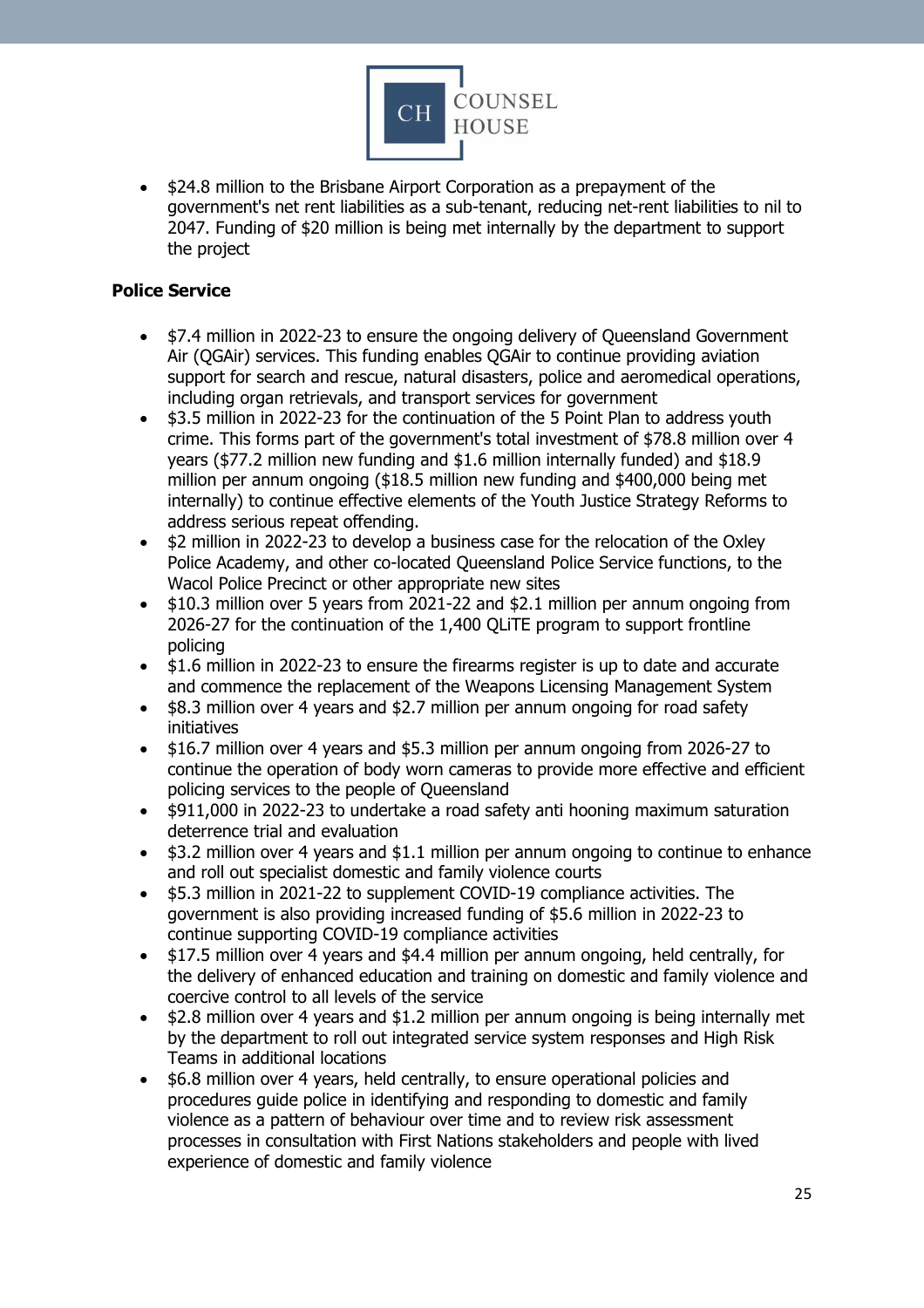- $24.8 million to the Brisbane Airport Corporation as a prepayment of the government's net rent liabilities as a sub-tenant, reducing net-rent liabilities to nil to 2047. Funding of $20 million is being met internally by the department to support the project

**Police Service**

- $7.4 million in 2022-23 to ensure the ongoing delivery of Queensland Government Air (QGAir) services. This funding enables QGAir to continue providing aviation support for search and rescue, natural disasters, police and aeromedical operations, including organ retrievals, and transport services for government
- $3.5 million in 2022-23 for the continuation of the 5 Point Plan to address youth crime. This forms part of the government's total investment of $78.8 million over 4 years ($77.2 million new funding and $1.6 million internally funded) and $18.9 million per annum ongoing ($18.5 million new funding and $400,000 being met internally) to continue effective elements of the Youth Justice Strategy Reforms to address serious repeat offending.
- $2 million in 2022-23 to develop a business case for the relocation of the Oxley Police Academy, and other co-located Queensland Police Service functions, to the Wacol Police Precinct or other appropriate new sites
- $10.3 million over 5 years from 2021-22 and $2.1 million per annum ongoing from 2026-27 for the continuation of the 1,400 QLiTE program to support frontline policing
- $1.6 million in 2022-23 to ensure the firearms register is up to date and accurate and commence the replacement of the Weapons Licensing Management System
- $8.3 million over 4 years and $2.7 million per annum ongoing for road safety initiatives
- $16.7 million over 4 years and $5.3 million per annum ongoing from 2026-27 to continue the operation of body worn cameras to provide more effective and efficient policing services to the people of Queensland
- $911,000 in 2022-23 to undertake a road safety anti hooning maximum saturation deterrence trial and evaluation
- $3.2 million over 4 years and $1.1 million per annum ongoing to continue to enhance and roll out specialist domestic and family violence courts
- $5.3 million in 2021-22 to supplement COVID-19 compliance activities. The government is also providing increased funding of $5.6 million in 2022-23 to continue supporting COVID-19 compliance activities
- $17.5 million over 4 years and $4.4 million per annum ongoing, held centrally, for the delivery of enhanced education and training on domestic and family violence and coercive control to all levels of the service
- $2.8 million over 4 years and $1.2 million per annum ongoing is being internally met by the department to roll out integrated service system responses and High Risk Teams in additional locations
- $6.8 million over 4 years, held centrally, to ensure operational policies and procedures guide police in identifying and responding to domestic and family violence as a pattern of behaviour over time and to review risk assessment processes in consultation with First Nations stakeholders and people with lived experience of domestic and family violence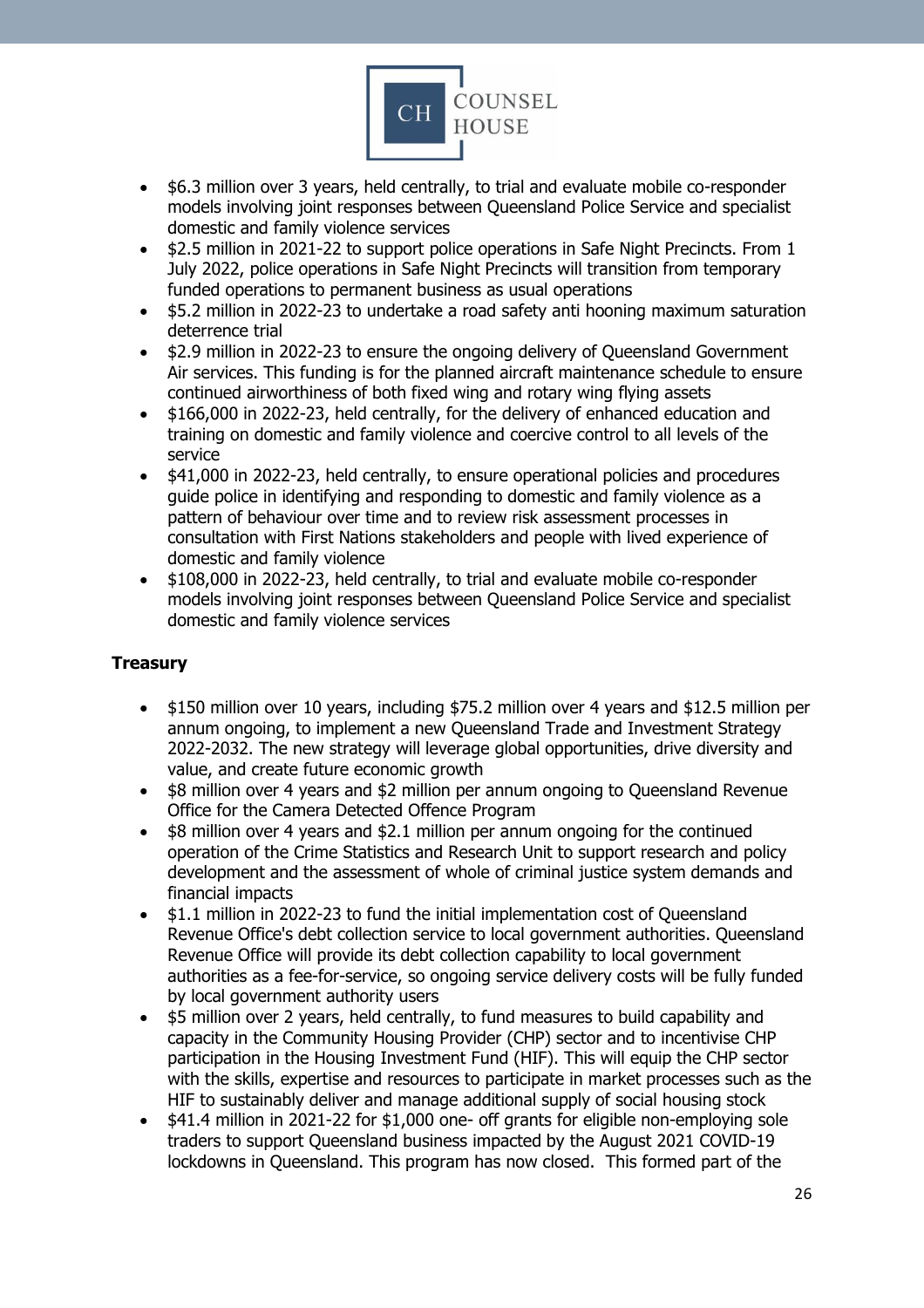- $6.3 million over 3 years, held centrally, to trial and evaluate mobile co-responder models involving joint responses between Queensland Police Service and specialist domestic and family violence services
- $2.5 million in 2021-22 to support police operations in Safe Night Precincts. From 1 July 2022, police operations in Safe Night Precincts will transition from temporary funded operations to permanent business as usual operations
- $5.2 million in 2022-23 to undertake a road safety anti hooning maximum saturation deterrence trial
- $2.9 million in 2022-23 to ensure the ongoing delivery of Queensland Government Air services. This funding is for the planned aircraft maintenance schedule to ensure continued airworthiness of both fixed wing and rotary wing flying assets
- $166,000 in 2022-23, held centrally, for the delivery of enhanced education and training on domestic and family violence and coercive control to all levels of the service
- $41,000 in 2022-23, held centrally, to ensure operational policies and procedures guide police in identifying and responding to domestic and family violence as a pattern of behaviour over time and to review risk assessment processes in consultation with First Nations stakeholders and people with lived experience of domestic and family violence
- $108,000 in 2022-23, held centrally, to trial and evaluate mobile co-responder models involving joint responses between Queensland Police Service and specialist domestic and family violence services

**Treasury**

- $150 million over 10 years, including $75.2 million over 4 years and $12.5 million per annum ongoing, to implement a new Queensland Trade and Investment Strategy 2022-2032. The new strategy will leverage global opportunities, drive diversity and value, and create future economic growth
- $8 million over 4 years and $2 million per annum ongoing to Queensland Revenue Office for the Camera Detected Offence Program
- $8 million over 4 years and $2.1 million per annum ongoing for the continued operation of the Crime Statistics and Research Unit to support research and policy development and the assessment of whole of criminal justice system demands and financial impacts
- $1.1 million in 2022-23 to fund the initial implementation cost of Queensland Revenue Office's debt collection service to local government authorities. Queensland Revenue Office will provide its debt collection capability to local government authorities as a fee-for-service, so ongoing service delivery costs will be fully funded by local government authority users
- $5 million over 2 years, held centrally, to fund measures to build capability and capacity in the Community Housing Provider (CHP) sector and to incentivise CHP participation in the Housing Investment Fund (HIF). This will equip the CHP sector with the skills, expertise and resources to participate in market processes such as the HIF to sustainably deliver and manage additional supply of social housing stock
- $41.4 million in 2021-22 for $1,000 one- off grants for eligible non-employing sole traders to support Queensland business impacted by the August 2021 COVID-19 lockdowns in Queensland. This program has now closed. This formed part of the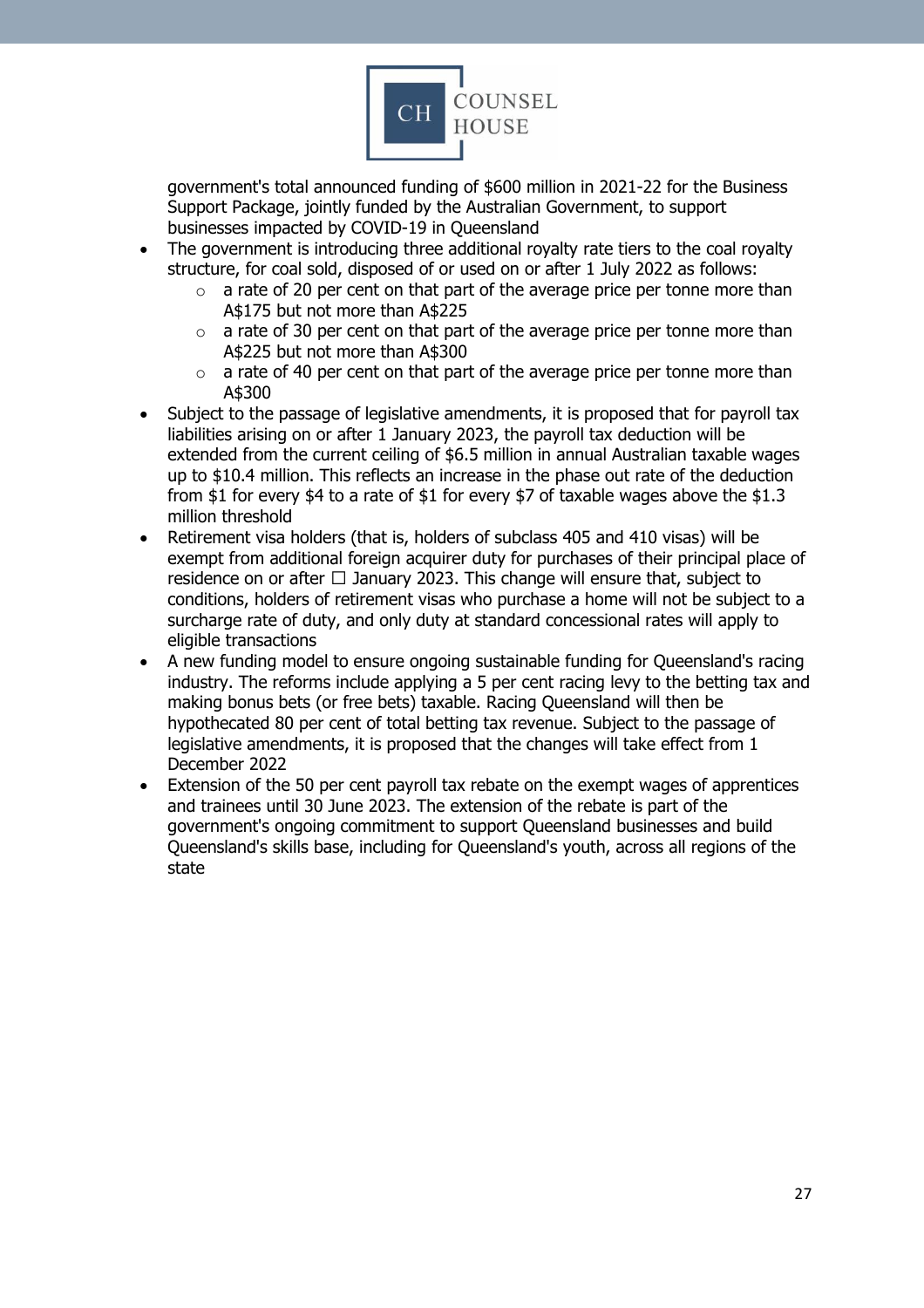government's total announced funding of $600 million in 2021-22 for the Business Support Package, jointly funded by the Australian Government, to support businesses impacted by COVID-19 in Queensland

- The government is introducing three additional royalty rate tiers to the coal royalty structure, for coal sold, disposed of or used on or after 1 July 2022 as follows:
  - a rate of 20 per cent on that part of the average price per tonne more than A$175 but not more than A$225
  - a rate of 30 per cent on that part of the average price per tonne more than A$225 but not more than A$300
  - a rate of 40 per cent on that part of the average price per tonne more than A$300
- Subject to the passage of legislative amendments, it is proposed that for payroll tax liabilities arising on or after 1 January 2023, the payroll tax deduction will be extended from the current ceiling of $6.5 million in annual Australian taxable wages up to $10.4 million. This reflects an increase in the phase out rate of the deduction from $1 for every $4 to a rate of $1 for every $7 of taxable wages above the $1.3 million threshold
- Retirement visa holders (that is, holders of subclass 405 and 410 visas) will be exempt from additional foreign acquirer duty for purchases of their principal place of residence on or after ☐ January 2023. This change will ensure that, subject to conditions, holders of retirement visas who purchase a home will not be subject to a surcharge rate of duty, and only duty at standard concessional rates will apply to eligible transactions
- A new funding model to ensure ongoing sustainable funding for Queensland's racing industry. The reforms include applying a 5 per cent racing levy to the betting tax and making bonus bets (or free bets) taxable. Racing Queensland will then be hypothecated 80 per cent of total betting tax revenue. Subject to the passage of legislative amendments, it is proposed that the changes will take effect from 1 December 2022
- Extension of the 50 per cent payroll tax rebate on the exempt wages of apprentices and trainees until 30 June 2023. The extension of the rebate is part of the government's ongoing commitment to support Queensland businesses and build Queensland's skills base, including for Queensland's youth, across all regions of the state